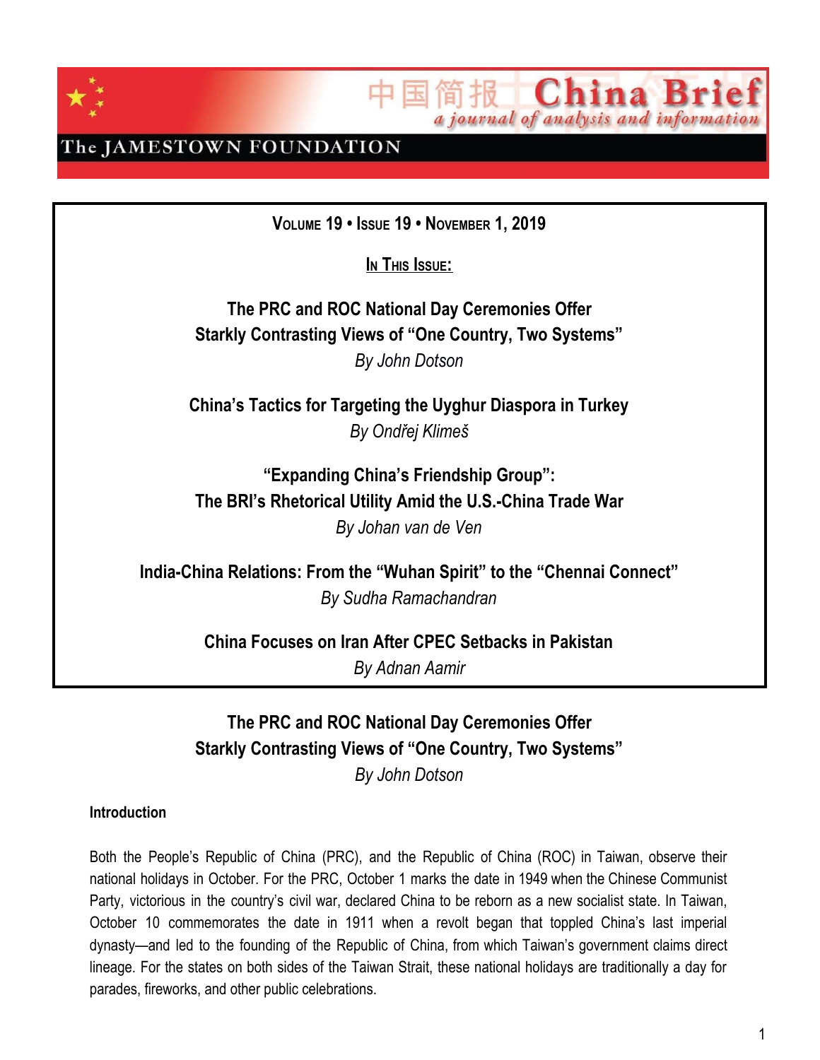中国简报 China Brief
*a journal of analysis and information*

The JAMESTOWN FOUNDATION

**VOLUME 19 • ISSUE 19 • NOVEMBER 1, 2019**

**IN THIS ISSUE:**

**The PRC and ROC National Day Ceremonies Offer Starkly Contrasting Views of "One Country, Two Systems"**
*By John Dotson*

**China's Tactics for Targeting the Uyghur Diaspora in Turkey**
*By Ondřej Klimeš*

**"Expanding China's Friendship Group": The BRI's Rhetorical Utility Amid the U.S.-China Trade War**
*By Johan van de Ven*

**India-China Relations: From the "Wuhan Spirit" to the "Chennai Connect"**
*By Sudha Ramachandran*

**China Focuses on Iran After CPEC Setbacks in Pakistan**
*By Adnan Aamir*

# The PRC and ROC National Day Ceremonies Offer Starkly Contrasting Views of "One Country, Two Systems"

*By John Dotson*

## Introduction

Both the People's Republic of China (PRC), and the Republic of China (ROC) in Taiwan, observe their national holidays in October. For the PRC, October 1 marks the date in 1949 when the Chinese Communist Party, victorious in the country's civil war, declared China to be reborn as a new socialist state. In Taiwan, October 10 commemorates the date in 1911 when a revolt began that toppled China's last imperial dynasty—and led to the founding of the Republic of China, from which Taiwan's government claims direct lineage. For the states on both sides of the Taiwan Strait, these national holidays are traditionally a day for parades, fireworks, and other public celebrations.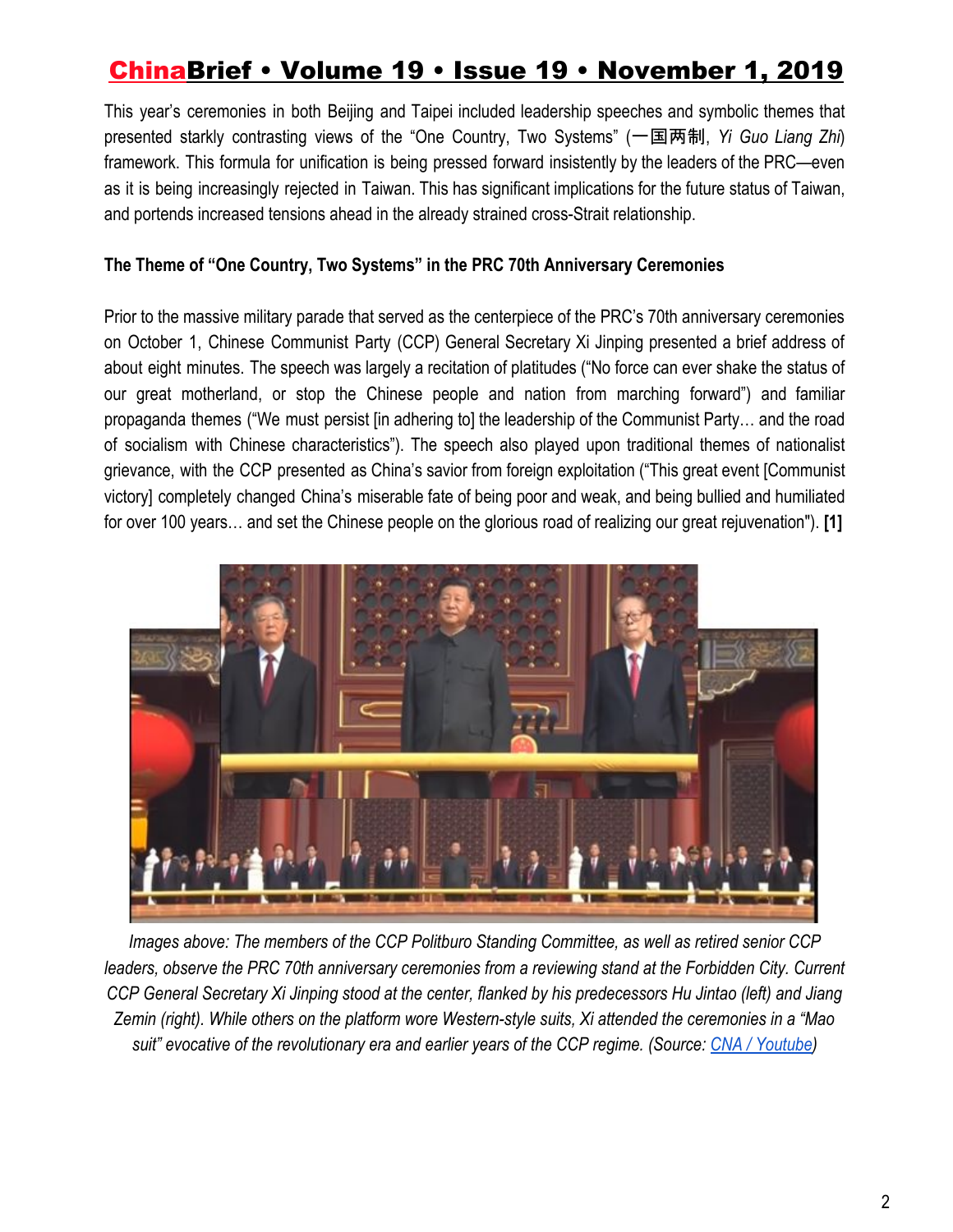This year's ceremonies in both Beijing and Taipei included leadership speeches and symbolic themes that presented starkly contrasting views of the "One Country, Two Systems" (一国两制, *Yi Guo Liang Zhi*) framework. This formula for unification is being pressed forward insistently by the leaders of the PRC—even as it is being increasingly rejected in Taiwan. This has significant implications for the future status of Taiwan, and portends increased tensions ahead in the already strained cross-Strait relationship.

**The Theme of "One Country, Two Systems" in the PRC 70th Anniversary Ceremonies**

Prior to the massive military parade that served as the centerpiece of the PRC's 70th anniversary ceremonies on October 1, Chinese Communist Party (CCP) General Secretary Xi Jinping presented a brief address of about eight minutes. The speech was largely a recitation of platitudes ("No force can ever shake the status of our great motherland, or stop the Chinese people and nation from marching forward") and familiar propaganda themes ("We must persist [in adhering to] the leadership of the Communist Party… and the road of socialism with Chinese characteristics"). The speech also played upon traditional themes of nationalist grievance, with the CCP presented as China's savior from foreign exploitation ("This great event [Communist victory] completely changed China's miserable fate of being poor and weak, and being bullied and humiliated for over 100 years… and set the Chinese people on the glorious road of realizing our great rejuvenation"). **[1]**

*Images above: The members of the CCP Politburo Standing Committee, as well as retired senior CCP leaders, observe the PRC 70th anniversary ceremonies from a reviewing stand at the Forbidden City. Current CCP General Secretary Xi Jinping stood at the center, flanked by his predecessors Hu Jintao (left) and Jiang Zemin (right). While others on the platform wore Western-style suits, Xi attended the ceremonies in a "Mao suit" evocative of the revolutionary era and earlier years of the CCP regime. (Source: CNA / Youtube)*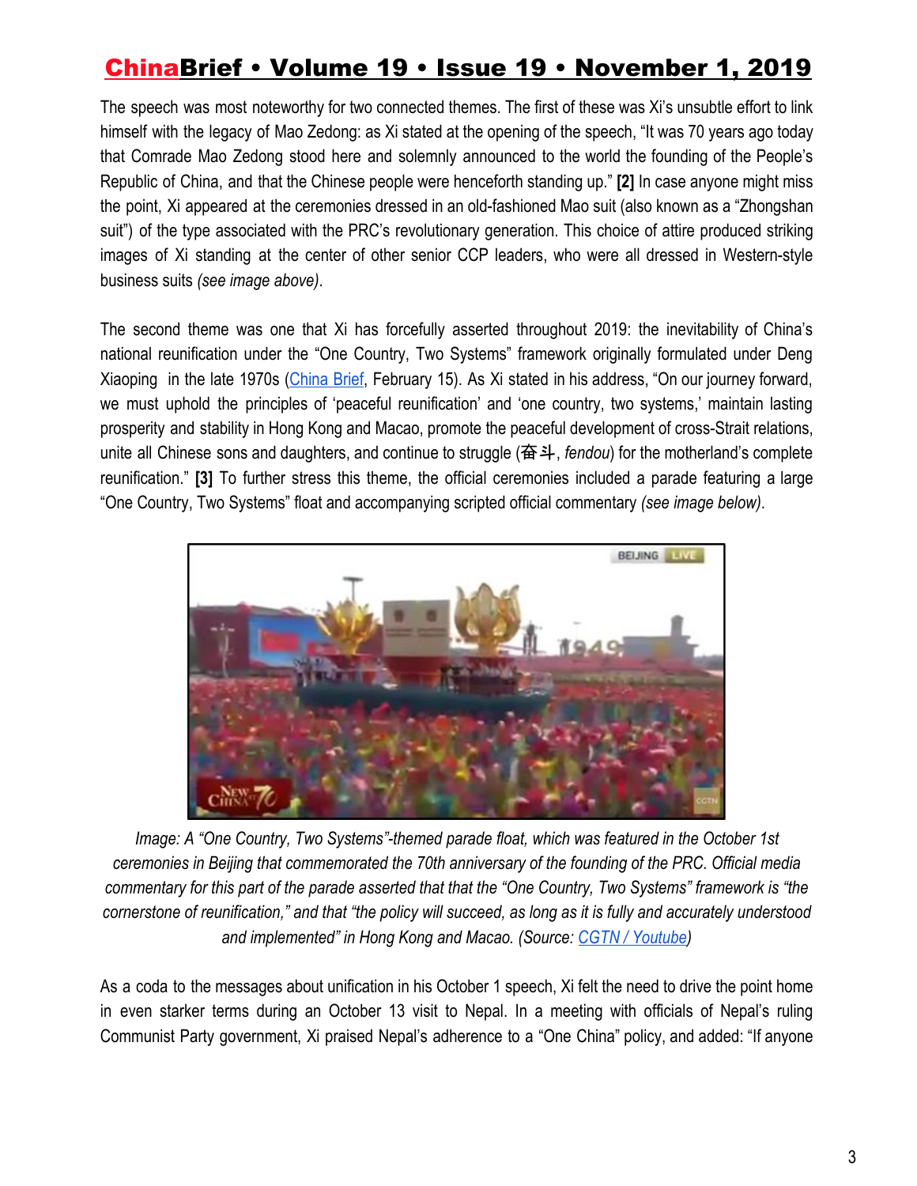The speech was most noteworthy for two connected themes. The first of these was Xi's unsubtle effort to link himself with the legacy of Mao Zedong: as Xi stated at the opening of the speech, "It was 70 years ago today that Comrade Mao Zedong stood here and solemnly announced to the world the founding of the People's Republic of China, and that the Chinese people were henceforth standing up." **[2]** In case anyone might miss the point, Xi appeared at the ceremonies dressed in an old-fashioned Mao suit (also known as a "Zhongshan suit") of the type associated with the PRC's revolutionary generation. This choice of attire produced striking images of Xi standing at the center of other senior CCP leaders, who were all dressed in Western-style business suits *(see image above)*.

The second theme was one that Xi has forcefully asserted throughout 2019: the inevitability of China's national reunification under the "One Country, Two Systems" framework originally formulated under Deng Xiaoping in the late 1970s (China Brief, February 15). As Xi stated in his address, "On our journey forward, we must uphold the principles of 'peaceful reunification' and 'one country, two systems,' maintain lasting prosperity and stability in Hong Kong and Macao, promote the peaceful development of cross-Strait relations, unite all Chinese sons and daughters, and continue to struggle (奋斗, *fendou*) for the motherland's complete reunification." **[3]** To further stress this theme, the official ceremonies included a parade featuring a large "One Country, Two Systems" float and accompanying scripted official commentary *(see image below)*.

*Image: A "One Country, Two Systems"-themed parade float, which was featured in the October 1st ceremonies in Beijing that commemorated the 70th anniversary of the founding of the PRC. Official media commentary for this part of the parade asserted that that the "One Country, Two Systems" framework is "the cornerstone of reunification," and that "the policy will succeed, as long as it is fully and accurately understood and implemented" in Hong Kong and Macao. (Source: CGTN / Youtube)*

As a coda to the messages about unification in his October 1 speech, Xi felt the need to drive the point home in even starker terms during an October 13 visit to Nepal. In a meeting with officials of Nepal's ruling Communist Party government, Xi praised Nepal's adherence to a "One China" policy, and added: "If anyone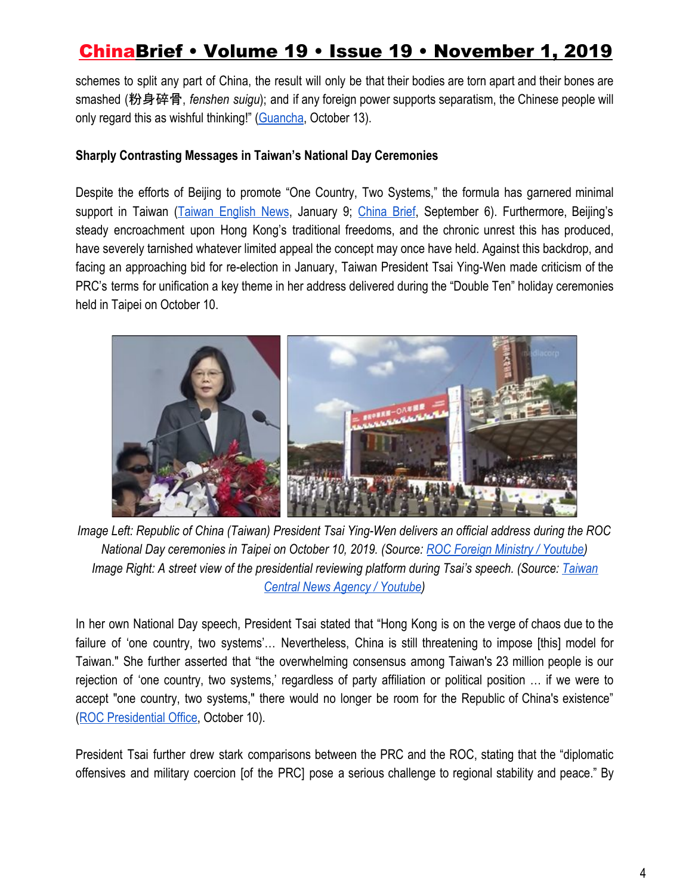schemes to split any part of China, the result will only be that their bodies are torn apart and their bones are smashed (粉身碎骨, *fenshen suigu*); and if any foreign power supports separatism, the Chinese people will only regard this as wishful thinking!" (Guancha, October 13).

**Sharply Contrasting Messages in Taiwan's National Day Ceremonies**

Despite the efforts of Beijing to promote "One Country, Two Systems," the formula has garnered minimal support in Taiwan (Taiwan English News, January 9; China Brief, September 6). Furthermore, Beijing's steady encroachment upon Hong Kong's traditional freedoms, and the chronic unrest this has produced, have severely tarnished whatever limited appeal the concept may once have held. Against this backdrop, and facing an approaching bid for re-election in January, Taiwan President Tsai Ying-Wen made criticism of the PRC's terms for unification a key theme in her address delivered during the "Double Ten" holiday ceremonies held in Taipei on October 10.

*Image Left: Republic of China (Taiwan) President Tsai Ying-Wen delivers an official address during the ROC National Day ceremonies in Taipei on October 10, 2019. (Source: ROC Foreign Ministry / Youtube)*
*Image Right: A street view of the presidential reviewing platform during Tsai's speech. (Source: Taiwan Central News Agency / Youtube)*

In her own National Day speech, President Tsai stated that "Hong Kong is on the verge of chaos due to the failure of 'one country, two systems'… Nevertheless, China is still threatening to impose [this] model for Taiwan." She further asserted that "the overwhelming consensus among Taiwan's 23 million people is our rejection of 'one country, two systems,' regardless of party affiliation or political position … if we were to accept "one country, two systems," there would no longer be room for the Republic of China's existence" (ROC Presidential Office, October 10).

President Tsai further drew stark comparisons between the PRC and the ROC, stating that the "diplomatic offensives and military coercion [of the PRC] pose a serious challenge to regional stability and peace." By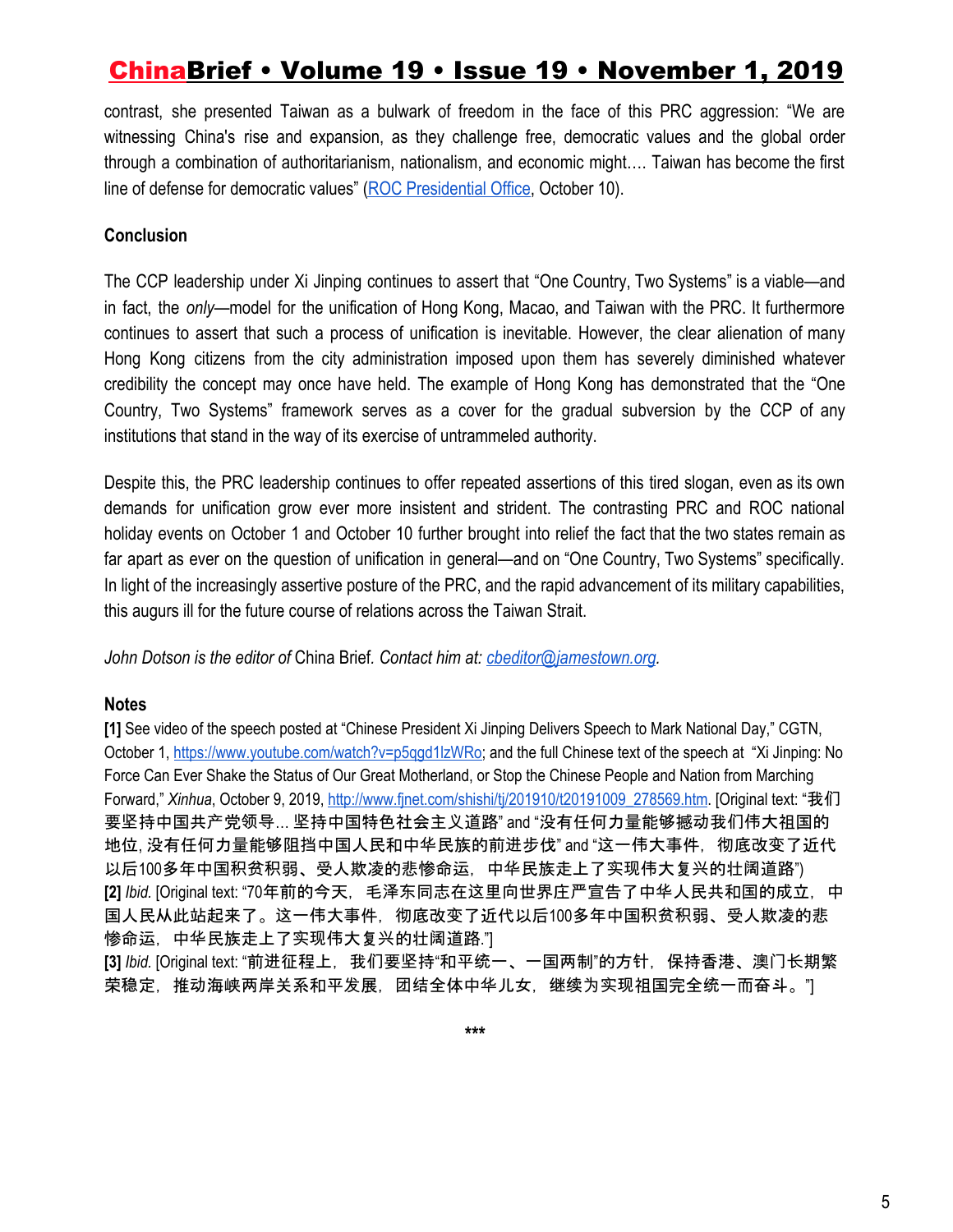contrast, she presented Taiwan as a bulwark of freedom in the face of this PRC aggression: "We are witnessing China's rise and expansion, as they challenge free, democratic values and the global order through a combination of authoritarianism, nationalism, and economic might…. Taiwan has become the first line of defense for democratic values" (ROC Presidential Office, October 10).

**Conclusion**

The CCP leadership under Xi Jinping continues to assert that "One Country, Two Systems" is a viable—and in fact, the *only*—model for the unification of Hong Kong, Macao, and Taiwan with the PRC. It furthermore continues to assert that such a process of unification is inevitable. However, the clear alienation of many Hong Kong citizens from the city administration imposed upon them has severely diminished whatever credibility the concept may once have held. The example of Hong Kong has demonstrated that the "One Country, Two Systems" framework serves as a cover for the gradual subversion by the CCP of any institutions that stand in the way of its exercise of untrammeled authority.

Despite this, the PRC leadership continues to offer repeated assertions of this tired slogan, even as its own demands for unification grow ever more insistent and strident. The contrasting PRC and ROC national holiday events on October 1 and October 10 further brought into relief the fact that the two states remain as far apart as ever on the question of unification in general—and on "One Country, Two Systems" specifically. In light of the increasingly assertive posture of the PRC, and the rapid advancement of its military capabilities, this augurs ill for the future course of relations across the Taiwan Strait.

*John Dotson is the editor of* China Brief*. Contact him at: cbeditor@jamestown.org.*

**Notes**

**[1]** See video of the speech posted at "Chinese President Xi Jinping Delivers Speech to Mark National Day," CGTN, October 1, https://www.youtube.com/watch?v=p5qgd1lzWRo; and the full Chinese text of the speech at "Xi Jinping: No Force Can Ever Shake the Status of Our Great Motherland, or Stop the Chinese People and Nation from Marching Forward," *Xinhua*, October 9, 2019, http://www.fjnet.com/shishi/tj/201910/t20191009_278569.htm. [Original text: "我们要坚持中国共产党领导… 坚持中国特色社会主义道路" and "没有任何力量能够撼动我们伟大祖国的地位, 没有任何力量能够阻挡中国人民和中华民族的前进步伐" and "这一伟大事件，彻底改变了近代以后100多年中国积贫积弱、受人欺凌的悲惨命运，中华民族走上了实现伟大复兴的壮阔道路")

**[2]** *Ibid.* [Original text: "70年前的今天，毛泽东同志在这里向世界庄严宣告了中华人民共和国的成立，中国人民从此站起来了。这一伟大事件，彻底改变了近代以后100多年中国积贫积弱、受人欺凌的悲惨命运，中华民族走上了实现伟大复兴的壮阔道路."]

**[3]** *Ibid.* [Original text: "前进征程上，我们要坚持"和平统一、一国两制"的方针，保持香港、澳门长期繁荣稳定，推动海峡两岸关系和平发展，团结全体中华儿女，继续为实现祖国完全统一而奋斗。"]

***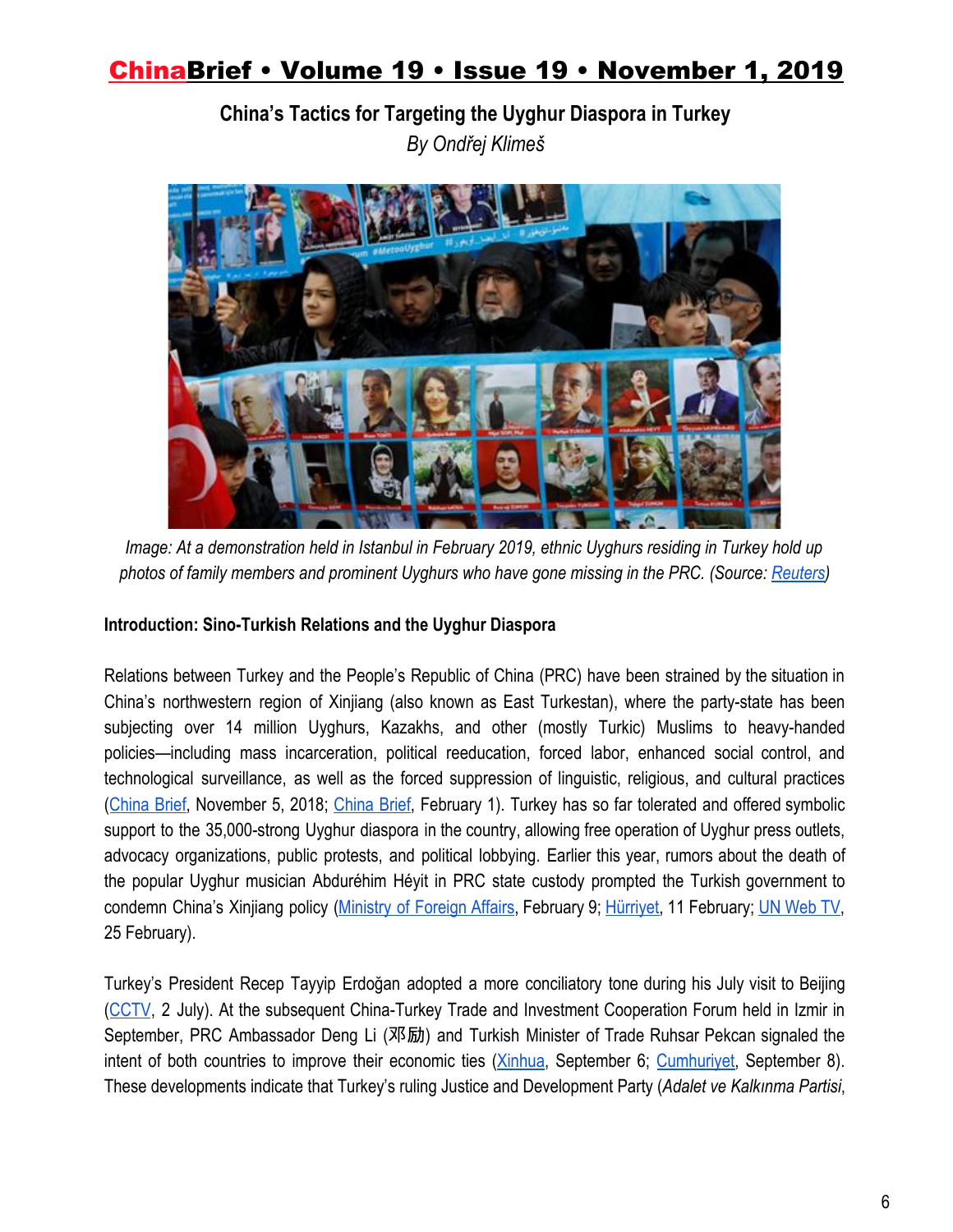## China's Tactics for Targeting the Uyghur Diaspora in Turkey

*By Ondřej Klimeš*

*Image: At a demonstration held in Istanbul in February 2019, ethnic Uyghurs residing in Turkey hold up photos of family members and prominent Uyghurs who have gone missing in the PRC. (Source: Reuters)*

**Introduction: Sino-Turkish Relations and the Uyghur Diaspora**

Relations between Turkey and the People's Republic of China (PRC) have been strained by the situation in China's northwestern region of Xinjiang (also known as East Turkestan), where the party-state has been subjecting over 14 million Uyghurs, Kazakhs, and other (mostly Turkic) Muslims to heavy-handed policies—including mass incarceration, political reeducation, forced labor, enhanced social control, and technological surveillance, as well as the forced suppression of linguistic, religious, and cultural practices (China Brief, November 5, 2018; China Brief, February 1). Turkey has so far tolerated and offered symbolic support to the 35,000-strong Uyghur diaspora in the country, allowing free operation of Uyghur press outlets, advocacy organizations, public protests, and political lobbying. Earlier this year, rumors about the death of the popular Uyghur musician Abduréhim Héyit in PRC state custody prompted the Turkish government to condemn China's Xinjiang policy (Ministry of Foreign Affairs, February 9; Hürriyet, 11 February; UN Web TV, 25 February).

Turkey's President Recep Tayyip Erdoğan adopted a more conciliatory tone during his July visit to Beijing (CCTV, 2 July). At the subsequent China-Turkey Trade and Investment Cooperation Forum held in Izmir in September, PRC Ambassador Deng Li (邓励) and Turkish Minister of Trade Ruhsar Pekcan signaled the intent of both countries to improve their economic ties (Xinhua, September 6; Cumhuriyet, September 8). These developments indicate that Turkey's ruling Justice and Development Party (*Adalet ve Kalkınma Partisi*,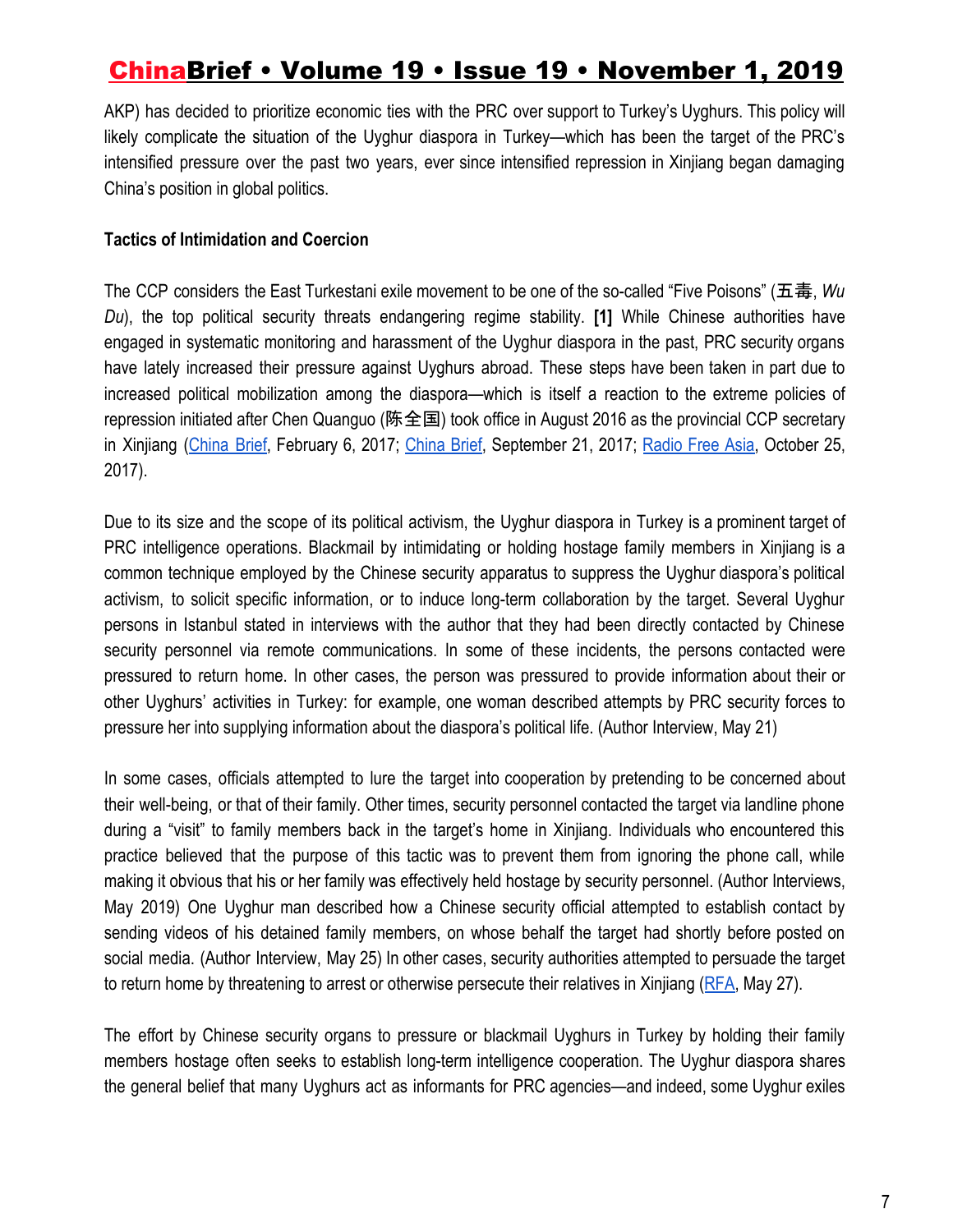AKP) has decided to prioritize economic ties with the PRC over support to Turkey's Uyghurs. This policy will likely complicate the situation of the Uyghur diaspora in Turkey—which has been the target of the PRC's intensified pressure over the past two years, ever since intensified repression in Xinjiang began damaging China's position in global politics.

**Tactics of Intimidation and Coercion**

The CCP considers the East Turkestani exile movement to be one of the so-called "Five Poisons" (五毒, *Wu Du*), the top political security threats endangering regime stability. **[1]** While Chinese authorities have engaged in systematic monitoring and harassment of the Uyghur diaspora in the past, PRC security organs have lately increased their pressure against Uyghurs abroad. These steps have been taken in part due to increased political mobilization among the diaspora—which is itself a reaction to the extreme policies of repression initiated after Chen Quanguo (陈全国) took office in August 2016 as the provincial CCP secretary in Xinjiang (China Brief, February 6, 2017; China Brief, September 21, 2017; Radio Free Asia, October 25, 2017).

Due to its size and the scope of its political activism, the Uyghur diaspora in Turkey is a prominent target of PRC intelligence operations. Blackmail by intimidating or holding hostage family members in Xinjiang is a common technique employed by the Chinese security apparatus to suppress the Uyghur diaspora's political activism, to solicit specific information, or to induce long-term collaboration by the target. Several Uyghur persons in Istanbul stated in interviews with the author that they had been directly contacted by Chinese security personnel via remote communications. In some of these incidents, the persons contacted were pressured to return home. In other cases, the person was pressured to provide information about their or other Uyghurs' activities in Turkey: for example, one woman described attempts by PRC security forces to pressure her into supplying information about the diaspora's political life. (Author Interview, May 21)

In some cases, officials attempted to lure the target into cooperation by pretending to be concerned about their well-being, or that of their family. Other times, security personnel contacted the target via landline phone during a "visit" to family members back in the target's home in Xinjiang. Individuals who encountered this practice believed that the purpose of this tactic was to prevent them from ignoring the phone call, while making it obvious that his or her family was effectively held hostage by security personnel. (Author Interviews, May 2019) One Uyghur man described how a Chinese security official attempted to establish contact by sending videos of his detained family members, on whose behalf the target had shortly before posted on social media. (Author Interview, May 25) In other cases, security authorities attempted to persuade the target to return home by threatening to arrest or otherwise persecute their relatives in Xinjiang (RFA, May 27).

The effort by Chinese security organs to pressure or blackmail Uyghurs in Turkey by holding their family members hostage often seeks to establish long-term intelligence cooperation. The Uyghur diaspora shares the general belief that many Uyghurs act as informants for PRC agencies—and indeed, some Uyghur exiles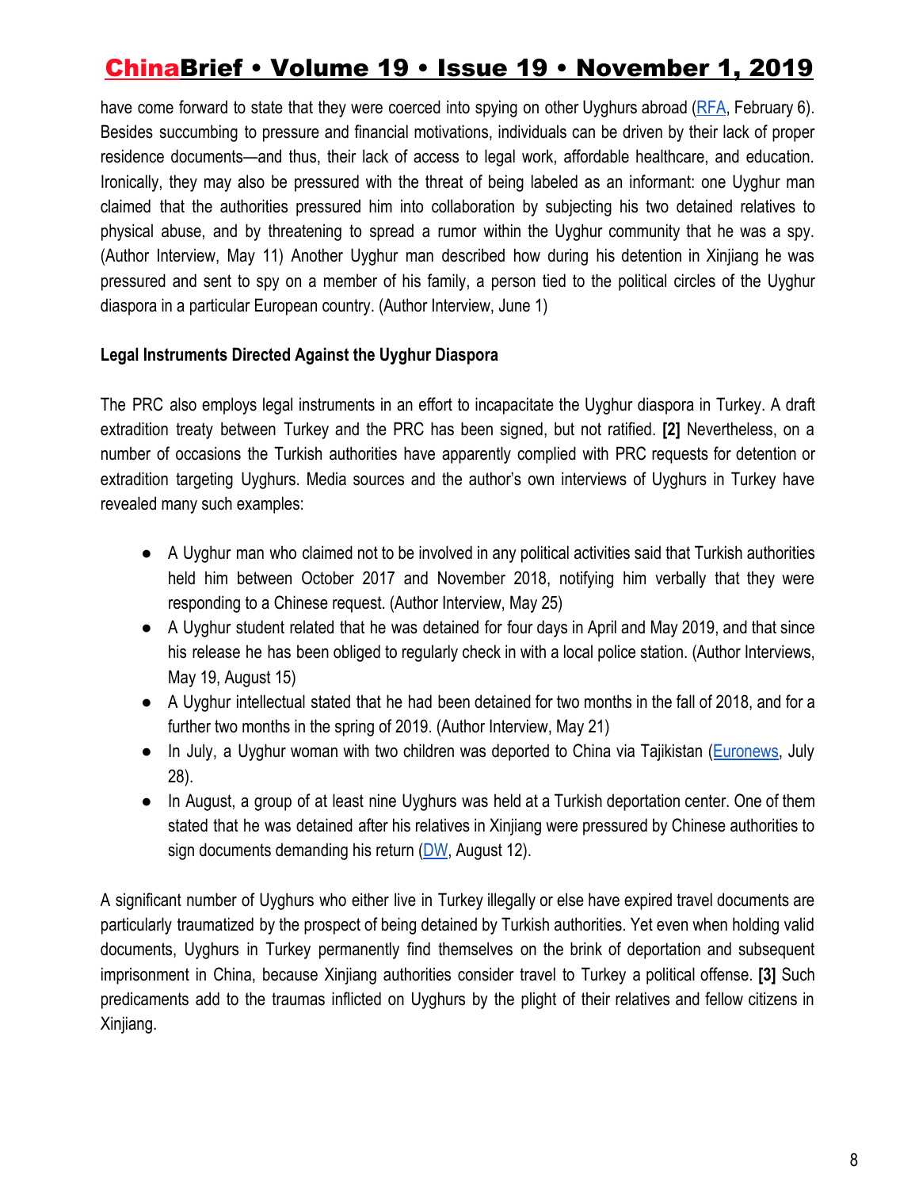have come forward to state that they were coerced into spying on other Uyghurs abroad (RFA, February 6). Besides succumbing to pressure and financial motivations, individuals can be driven by their lack of proper residence documents—and thus, their lack of access to legal work, affordable healthcare, and education. Ironically, they may also be pressured with the threat of being labeled as an informant: one Uyghur man claimed that the authorities pressured him into collaboration by subjecting his two detained relatives to physical abuse, and by threatening to spread a rumor within the Uyghur community that he was a spy. (Author Interview, May 11) Another Uyghur man described how during his detention in Xinjiang he was pressured and sent to spy on a member of his family, a person tied to the political circles of the Uyghur diaspora in a particular European country. (Author Interview, June 1)

**Legal Instruments Directed Against the Uyghur Diaspora**

The PRC also employs legal instruments in an effort to incapacitate the Uyghur diaspora in Turkey. A draft extradition treaty between Turkey and the PRC has been signed, but not ratified. **[2]** Nevertheless, on a number of occasions the Turkish authorities have apparently complied with PRC requests for detention or extradition targeting Uyghurs. Media sources and the author's own interviews of Uyghurs in Turkey have revealed many such examples:

- A Uyghur man who claimed not to be involved in any political activities said that Turkish authorities held him between October 2017 and November 2018, notifying him verbally that they were responding to a Chinese request. (Author Interview, May 25)
- A Uyghur student related that he was detained for four days in April and May 2019, and that since his release he has been obliged to regularly check in with a local police station. (Author Interviews, May 19, August 15)
- A Uyghur intellectual stated that he had been detained for two months in the fall of 2018, and for a further two months in the spring of 2019. (Author Interview, May 21)
- In July, a Uyghur woman with two children was deported to China via Tajikistan (Euronews, July 28).
- In August, a group of at least nine Uyghurs was held at a Turkish deportation center. One of them stated that he was detained after his relatives in Xinjiang were pressured by Chinese authorities to sign documents demanding his return (DW, August 12).

A significant number of Uyghurs who either live in Turkey illegally or else have expired travel documents are particularly traumatized by the prospect of being detained by Turkish authorities. Yet even when holding valid documents, Uyghurs in Turkey permanently find themselves on the brink of deportation and subsequent imprisonment in China, because Xinjiang authorities consider travel to Turkey a political offense. **[3]** Such predicaments add to the traumas inflicted on Uyghurs by the plight of their relatives and fellow citizens in Xinjiang.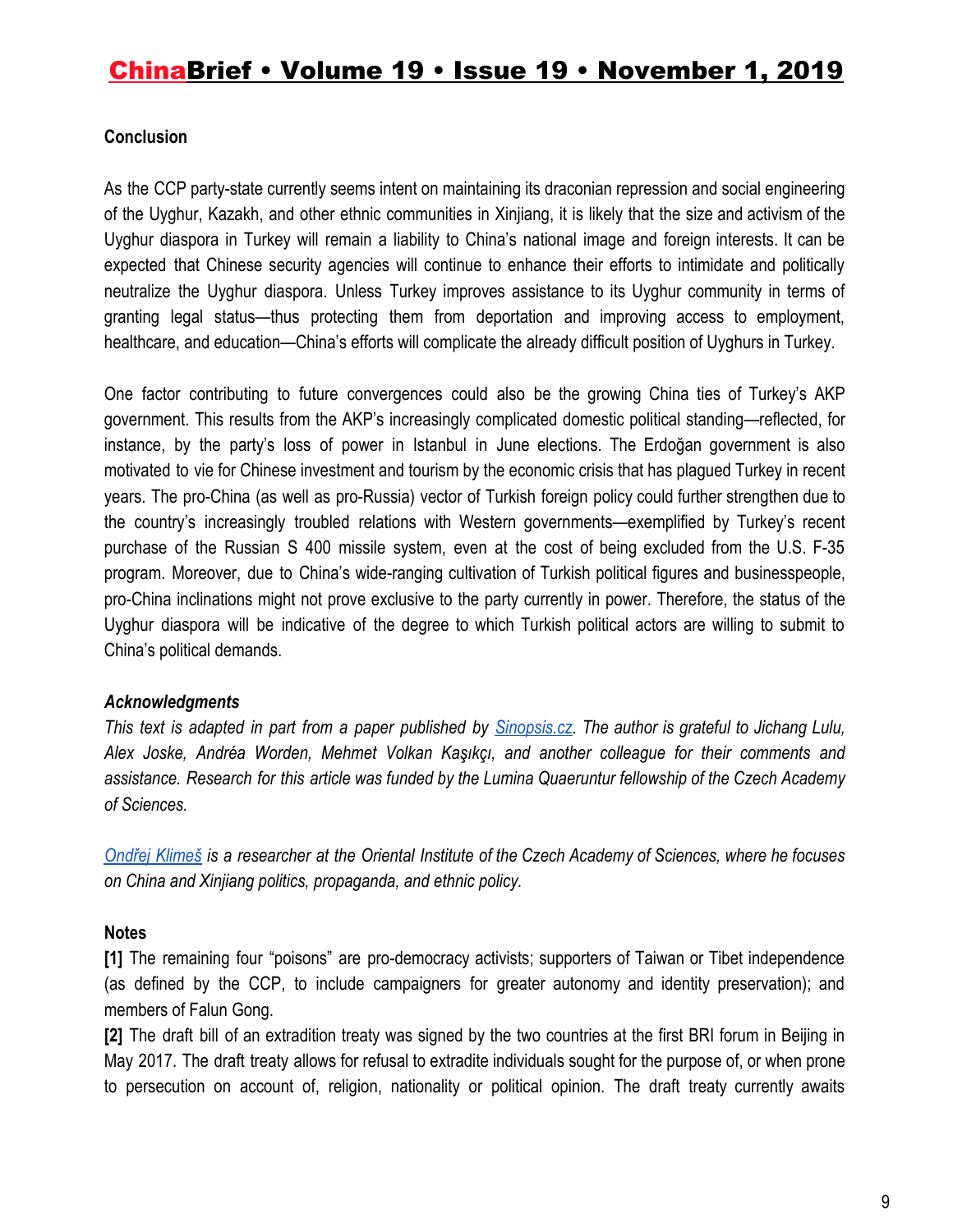**Conclusion**

As the CCP party-state currently seems intent on maintaining its draconian repression and social engineering of the Uyghur, Kazakh, and other ethnic communities in Xinjiang, it is likely that the size and activism of the Uyghur diaspora in Turkey will remain a liability to China's national image and foreign interests. It can be expected that Chinese security agencies will continue to enhance their efforts to intimidate and politically neutralize the Uyghur diaspora. Unless Turkey improves assistance to its Uyghur community in terms of granting legal status—thus protecting them from deportation and improving access to employment, healthcare, and education—China's efforts will complicate the already difficult position of Uyghurs in Turkey.

One factor contributing to future convergences could also be the growing China ties of Turkey's AKP government. This results from the AKP's increasingly complicated domestic political standing—reflected, for instance, by the party's loss of power in Istanbul in June elections. The Erdoğan government is also motivated to vie for Chinese investment and tourism by the economic crisis that has plagued Turkey in recent years. The pro-China (as well as pro-Russia) vector of Turkish foreign policy could further strengthen due to the country's increasingly troubled relations with Western governments—exemplified by Turkey's recent purchase of the Russian S 400 missile system, even at the cost of being excluded from the U.S. F-35 program. Moreover, due to China's wide-ranging cultivation of Turkish political figures and businesspeople, pro-China inclinations might not prove exclusive to the party currently in power. Therefore, the status of the Uyghur diaspora will be indicative of the degree to which Turkish political actors are willing to submit to China's political demands.

***Acknowledgments***

*This text is adapted in part from a paper published by [Sinopsis.cz](Sinopsis.cz). The author is grateful to Jichang Lulu, Alex Joske, Andréa Worden, Mehmet Volkan Kaşıkçı, and another colleague for their comments and assistance. Research for this article was funded by the Lumina Quaeruntur fellowship of the Czech Academy of Sciences.*

*[Ondřej Klimeš](Ondřej Klimeš) is a researcher at the Oriental Institute of the Czech Academy of Sciences, where he focuses on China and Xinjiang politics, propaganda, and ethnic policy.*

**Notes**

**[1]** The remaining four "poisons" are pro-democracy activists; supporters of Taiwan or Tibet independence (as defined by the CCP, to include campaigners for greater autonomy and identity preservation); and members of Falun Gong.

**[2]** The draft bill of an extradition treaty was signed by the two countries at the first BRI forum in Beijing in May 2017. The draft treaty allows for refusal to extradite individuals sought for the purpose of, or when prone to persecution on account of, religion, nationality or political opinion. The draft treaty currently awaits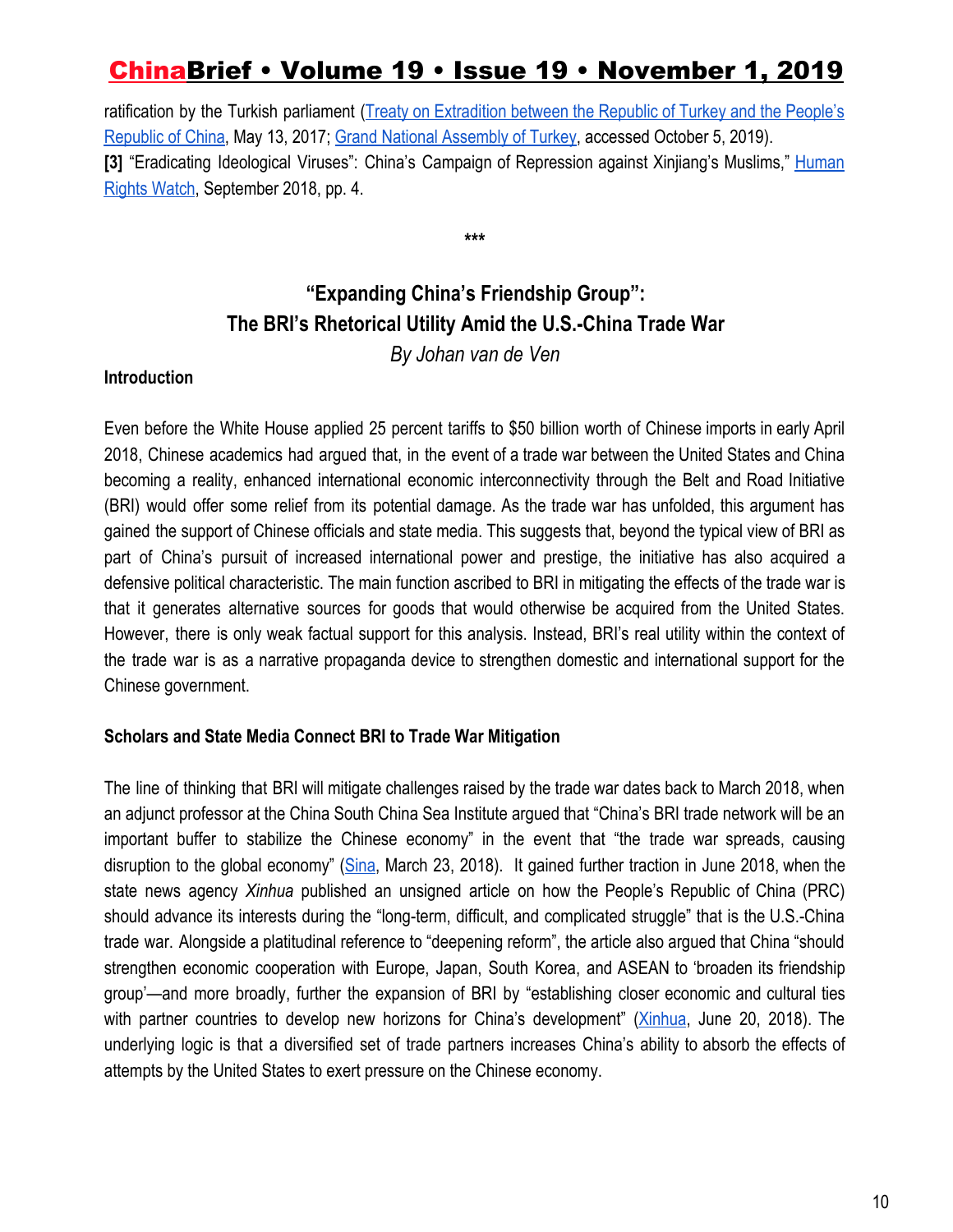ratification by the Turkish parliament (Treaty on Extradition between the Republic of Turkey and the People's Republic of China, May 13, 2017; Grand National Assembly of Turkey, accessed October 5, 2019).

**[3]** "Eradicating Ideological Viruses": China's Campaign of Repression against Xinjiang's Muslims," Human Rights Watch, September 2018, pp. 4.

***

## "Expanding China's Friendship Group": The BRI's Rhetorical Utility Amid the U.S.-China Trade War

*By Johan van de Ven*

### Introduction

Even before the White House applied 25 percent tariffs to $50 billion worth of Chinese imports in early April 2018, Chinese academics had argued that, in the event of a trade war between the United States and China becoming a reality, enhanced international economic interconnectivity through the Belt and Road Initiative (BRI) would offer some relief from its potential damage. As the trade war has unfolded, this argument has gained the support of Chinese officials and state media. This suggests that, beyond the typical view of BRI as part of China's pursuit of increased international power and prestige, the initiative has also acquired a defensive political characteristic. The main function ascribed to BRI in mitigating the effects of the trade war is that it generates alternative sources for goods that would otherwise be acquired from the United States. However, there is only weak factual support for this analysis. Instead, BRI's real utility within the context of the trade war is as a narrative propaganda device to strengthen domestic and international support for the Chinese government.

### Scholars and State Media Connect BRI to Trade War Mitigation

The line of thinking that BRI will mitigate challenges raised by the trade war dates back to March 2018, when an adjunct professor at the China South China Sea Institute argued that "China's BRI trade network will be an important buffer to stabilize the Chinese economy" in the event that "the trade war spreads, causing disruption to the global economy" (Sina, March 23, 2018). It gained further traction in June 2018, when the state news agency *Xinhua* published an unsigned article on how the People's Republic of China (PRC) should advance its interests during the "long-term, difficult, and complicated struggle" that is the U.S.-China trade war. Alongside a platitudinal reference to "deepening reform", the article also argued that China "should strengthen economic cooperation with Europe, Japan, South Korea, and ASEAN to 'broaden its friendship group'—and more broadly, further the expansion of BRI by "establishing closer economic and cultural ties with partner countries to develop new horizons for China's development" (Xinhua, June 20, 2018). The underlying logic is that a diversified set of trade partners increases China's ability to absorb the effects of attempts by the United States to exert pressure on the Chinese economy.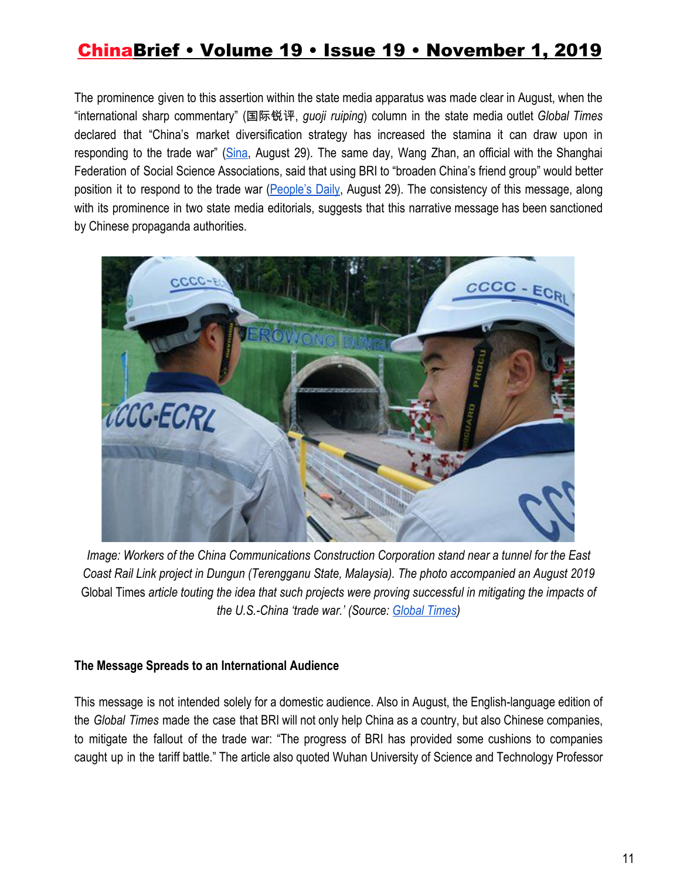The prominence given to this assertion within the state media apparatus was made clear in August, when the "international sharp commentary" (国际锐评, *guoji ruiping*) column in the state media outlet *Global Times* declared that "China's market diversification strategy has increased the stamina it can draw upon in responding to the trade war" (Sina, August 29). The same day, Wang Zhan, an official with the Shanghai Federation of Social Science Associations, said that using BRI to "broaden China's friend group" would better position it to respond to the trade war (People's Daily, August 29). The consistency of this message, along with its prominence in two state media editorials, suggests that this narrative message has been sanctioned by Chinese propaganda authorities.

*Image: Workers of the China Communications Construction Corporation stand near a tunnel for the East Coast Rail Link project in Dungun (Terengganu State, Malaysia). The photo accompanied an August 2019* Global Times *article touting the idea that such projects were proving successful in mitigating the impacts of the U.S.-China 'trade war.' (Source: Global Times)*

### The Message Spreads to an International Audience

This message is not intended solely for a domestic audience. Also in August, the English-language edition of the *Global Times* made the case that BRI will not only help China as a country, but also Chinese companies, to mitigate the fallout of the trade war: "The progress of BRI has provided some cushions to companies caught up in the tariff battle." The article also quoted Wuhan University of Science and Technology Professor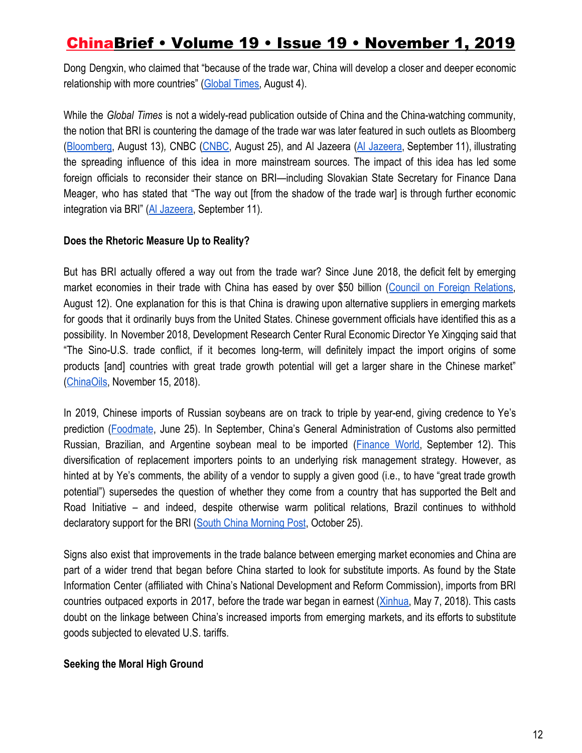Dong Dengxin, who claimed that "because of the trade war, China will develop a closer and deeper economic relationship with more countries" (Global Times, August 4).

While the *Global Times* is not a widely-read publication outside of China and the China-watching community, the notion that BRI is countering the damage of the trade war was later featured in such outlets as Bloomberg (Bloomberg, August 13), CNBC (CNBC, August 25), and Al Jazeera (Al Jazeera, September 11), illustrating the spreading influence of this idea in more mainstream sources. The impact of this idea has led some foreign officials to reconsider their stance on BRI—including Slovakian State Secretary for Finance Dana Meager, who has stated that "The way out [from the shadow of the trade war] is through further economic integration via BRI" (Al Jazeera, September 11).

**Does the Rhetoric Measure Up to Reality?**

But has BRI actually offered a way out from the trade war? Since June 2018, the deficit felt by emerging market economies in their trade with China has eased by over $50 billion (Council on Foreign Relations, August 12). One explanation for this is that China is drawing upon alternative suppliers in emerging markets for goods that it ordinarily buys from the United States. Chinese government officials have identified this as a possibility. In November 2018, Development Research Center Rural Economic Director Ye Xingqing said that "The Sino-U.S. trade conflict, if it becomes long-term, will definitely impact the import origins of some products [and] countries with great trade growth potential will get a larger share in the Chinese market" (ChinaOils, November 15, 2018).

In 2019, Chinese imports of Russian soybeans are on track to triple by year-end, giving credence to Ye's prediction (Foodmate, June 25). In September, China's General Administration of Customs also permitted Russian, Brazilian, and Argentine soybean meal to be imported (Finance World, September 12). This diversification of replacement importers points to an underlying risk management strategy. However, as hinted at by Ye's comments, the ability of a vendor to supply a given good (i.e., to have "great trade growth potential") supersedes the question of whether they come from a country that has supported the Belt and Road Initiative – and indeed, despite otherwise warm political relations, Brazil continues to withhold declaratory support for the BRI (South China Morning Post, October 25).

Signs also exist that improvements in the trade balance between emerging market economies and China are part of a wider trend that began before China started to look for substitute imports. As found by the State Information Center (affiliated with China's National Development and Reform Commission), imports from BRI countries outpaced exports in 2017, before the trade war began in earnest (Xinhua, May 7, 2018). This casts doubt on the linkage between China's increased imports from emerging markets, and its efforts to substitute goods subjected to elevated U.S. tariffs.

**Seeking the Moral High Ground**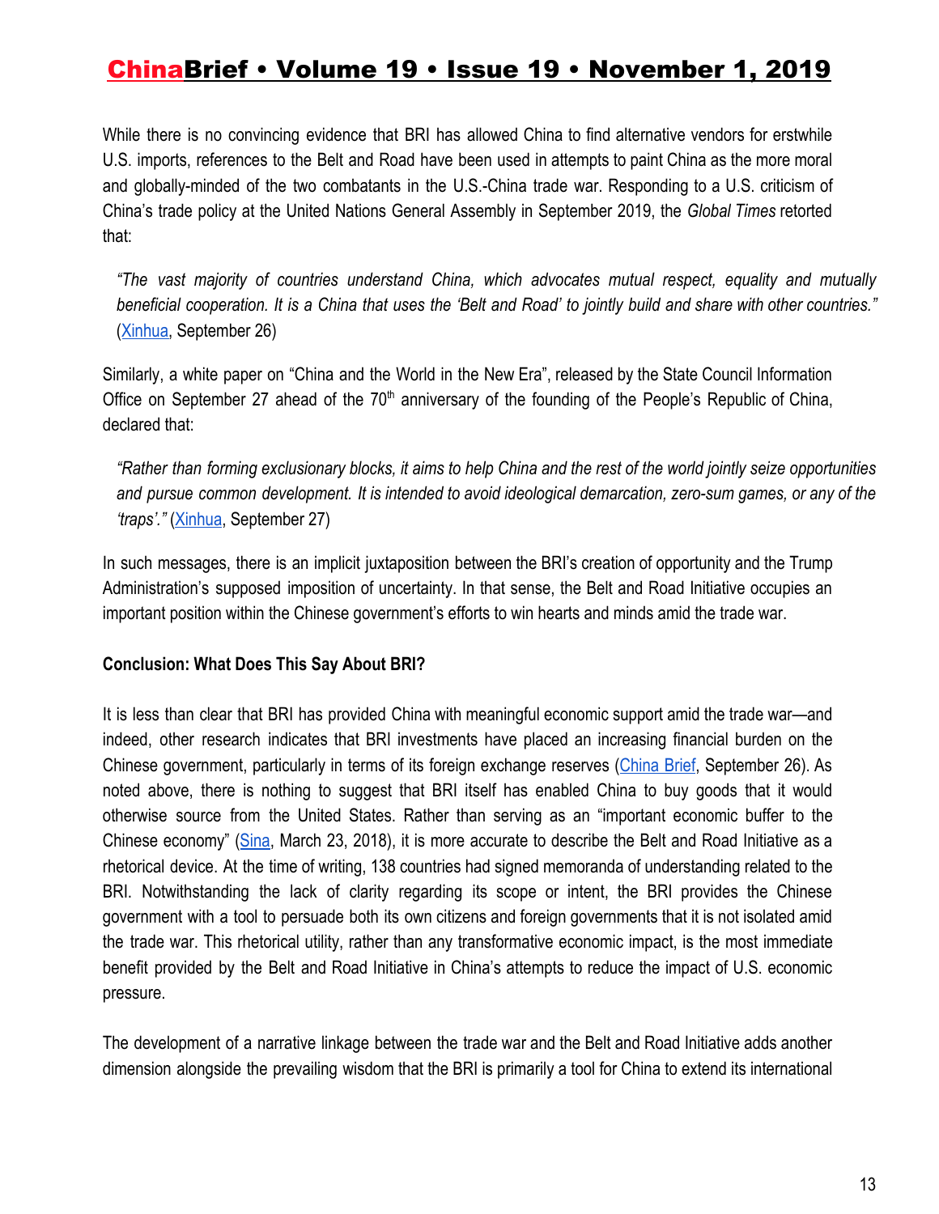While there is no convincing evidence that BRI has allowed China to find alternative vendors for erstwhile U.S. imports, references to the Belt and Road have been used in attempts to paint China as the more moral and globally-minded of the two combatants in the U.S.-China trade war. Responding to a U.S. criticism of China's trade policy at the United Nations General Assembly in September 2019, the *Global Times* retorted that:

> *"The vast majority of countries understand China, which advocates mutual respect, equality and mutually beneficial cooperation. It is a China that uses the 'Belt and Road' to jointly build and share with other countries."* (Xinhua, September 26)

Similarly, a white paper on "China and the World in the New Era", released by the State Council Information Office on September 27 ahead of the 70th anniversary of the founding of the People's Republic of China, declared that:

> *"Rather than forming exclusionary blocks, it aims to help China and the rest of the world jointly seize opportunities and pursue common development. It is intended to avoid ideological demarcation, zero-sum games, or any of the 'traps'."* (Xinhua, September 27)

In such messages, there is an implicit juxtaposition between the BRI's creation of opportunity and the Trump Administration's supposed imposition of uncertainty. In that sense, the Belt and Road Initiative occupies an important position within the Chinese government's efforts to win hearts and minds amid the trade war.

**Conclusion: What Does This Say About BRI?**

It is less than clear that BRI has provided China with meaningful economic support amid the trade war—and indeed, other research indicates that BRI investments have placed an increasing financial burden on the Chinese government, particularly in terms of its foreign exchange reserves (China Brief, September 26). As noted above, there is nothing to suggest that BRI itself has enabled China to buy goods that it would otherwise source from the United States. Rather than serving as an "important economic buffer to the Chinese economy" (Sina, March 23, 2018), it is more accurate to describe the Belt and Road Initiative as a rhetorical device. At the time of writing, 138 countries had signed memoranda of understanding related to the BRI. Notwithstanding the lack of clarity regarding its scope or intent, the BRI provides the Chinese government with a tool to persuade both its own citizens and foreign governments that it is not isolated amid the trade war. This rhetorical utility, rather than any transformative economic impact, is the most immediate benefit provided by the Belt and Road Initiative in China's attempts to reduce the impact of U.S. economic pressure.

The development of a narrative linkage between the trade war and the Belt and Road Initiative adds another dimension alongside the prevailing wisdom that the BRI is primarily a tool for China to extend its international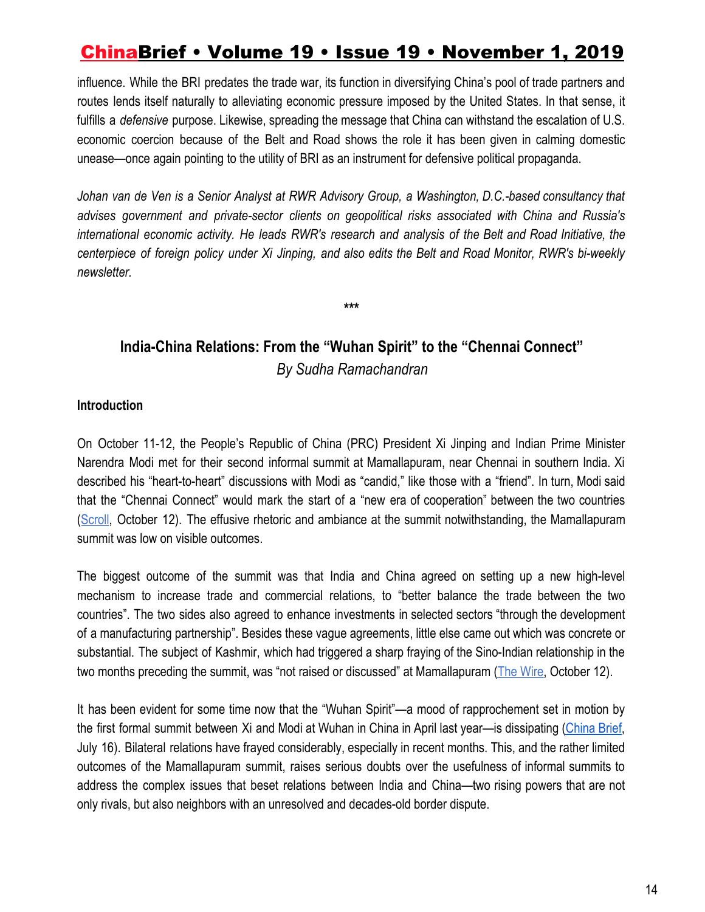influence. While the BRI predates the trade war, its function in diversifying China's pool of trade partners and routes lends itself naturally to alleviating economic pressure imposed by the United States. In that sense, it fulfills a *defensive* purpose. Likewise, spreading the message that China can withstand the escalation of U.S. economic coercion because of the Belt and Road shows the role it has been given in calming domestic unease—once again pointing to the utility of BRI as an instrument for defensive political propaganda.

*Johan van de Ven is a Senior Analyst at RWR Advisory Group, a Washington, D.C.-based consultancy that advises government and private-sector clients on geopolitical risks associated with China and Russia's international economic activity. He leads RWR's research and analysis of the Belt and Road Initiative, the centerpiece of foreign policy under Xi Jinping, and also edits the Belt and Road Monitor, RWR's bi-weekly newsletter.*

***

## India-China Relations: From the "Wuhan Spirit" to the "Chennai Connect"

*By Sudha Ramachandran*

### Introduction

On October 11-12, the People's Republic of China (PRC) President Xi Jinping and Indian Prime Minister Narendra Modi met for their second informal summit at Mamallapuram, near Chennai in southern India. Xi described his "heart-to-heart" discussions with Modi as "candid," like those with a "friend". In turn, Modi said that the "Chennai Connect" would mark the start of a "new era of cooperation" between the two countries (Scroll, October 12). The effusive rhetoric and ambiance at the summit notwithstanding, the Mamallapuram summit was low on visible outcomes.

The biggest outcome of the summit was that India and China agreed on setting up a new high-level mechanism to increase trade and commercial relations, to "better balance the trade between the two countries". The two sides also agreed to enhance investments in selected sectors "through the development of a manufacturing partnership". Besides these vague agreements, little else came out which was concrete or substantial. The subject of Kashmir, which had triggered a sharp fraying of the Sino-Indian relationship in the two months preceding the summit, was "not raised or discussed" at Mamallapuram (The Wire, October 12).

It has been evident for some time now that the "Wuhan Spirit"—a mood of rapprochement set in motion by the first formal summit between Xi and Modi at Wuhan in China in April last year—is dissipating (China Brief, July 16). Bilateral relations have frayed considerably, especially in recent months. This, and the rather limited outcomes of the Mamallapuram summit, raises serious doubts over the usefulness of informal summits to address the complex issues that beset relations between India and China—two rising powers that are not only rivals, but also neighbors with an unresolved and decades-old border dispute.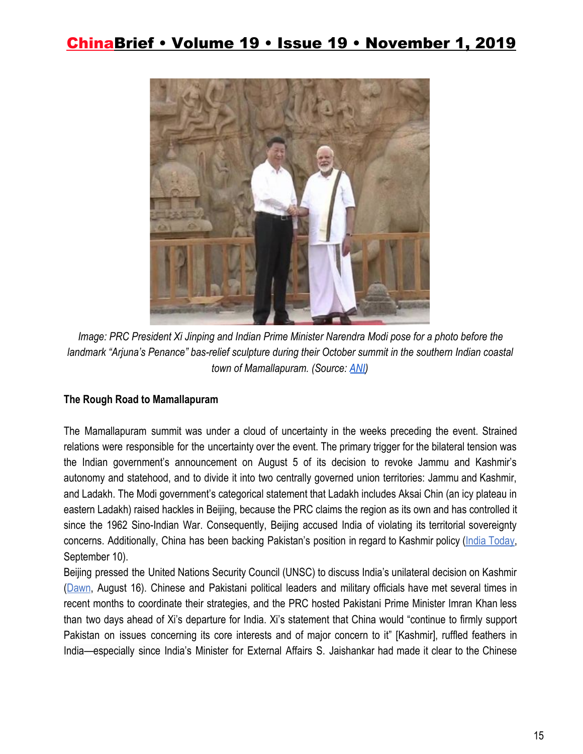*Image: PRC President Xi Jinping and Indian Prime Minister Narendra Modi pose for a photo before the landmark "Arjuna's Penance" bas-relief sculpture during their October summit in the southern Indian coastal town of Mamallapuram. (Source: ANI)*

**The Rough Road to Mamallapuram**

The Mamallapuram summit was under a cloud of uncertainty in the weeks preceding the event. Strained relations were responsible for the uncertainty over the event. The primary trigger for the bilateral tension was the Indian government's announcement on August 5 of its decision to revoke Jammu and Kashmir's autonomy and statehood, and to divide it into two centrally governed union territories: Jammu and Kashmir, and Ladakh. The Modi government's categorical statement that Ladakh includes Aksai Chin (an icy plateau in eastern Ladakh) raised hackles in Beijing, because the PRC claims the region as its own and has controlled it since the 1962 Sino-Indian War. Consequently, Beijing accused India of violating its territorial sovereignty concerns. Additionally, China has been backing Pakistan's position in regard to Kashmir policy (India Today, September 10).

Beijing pressed the United Nations Security Council (UNSC) to discuss India's unilateral decision on Kashmir (Dawn, August 16). Chinese and Pakistani political leaders and military officials have met several times in recent months to coordinate their strategies, and the PRC hosted Pakistani Prime Minister Imran Khan less than two days ahead of Xi's departure for India. Xi's statement that China would "continue to firmly support Pakistan on issues concerning its core interests and of major concern to it" [Kashmir], ruffled feathers in India—especially since India's Minister for External Affairs S. Jaishankar had made it clear to the Chinese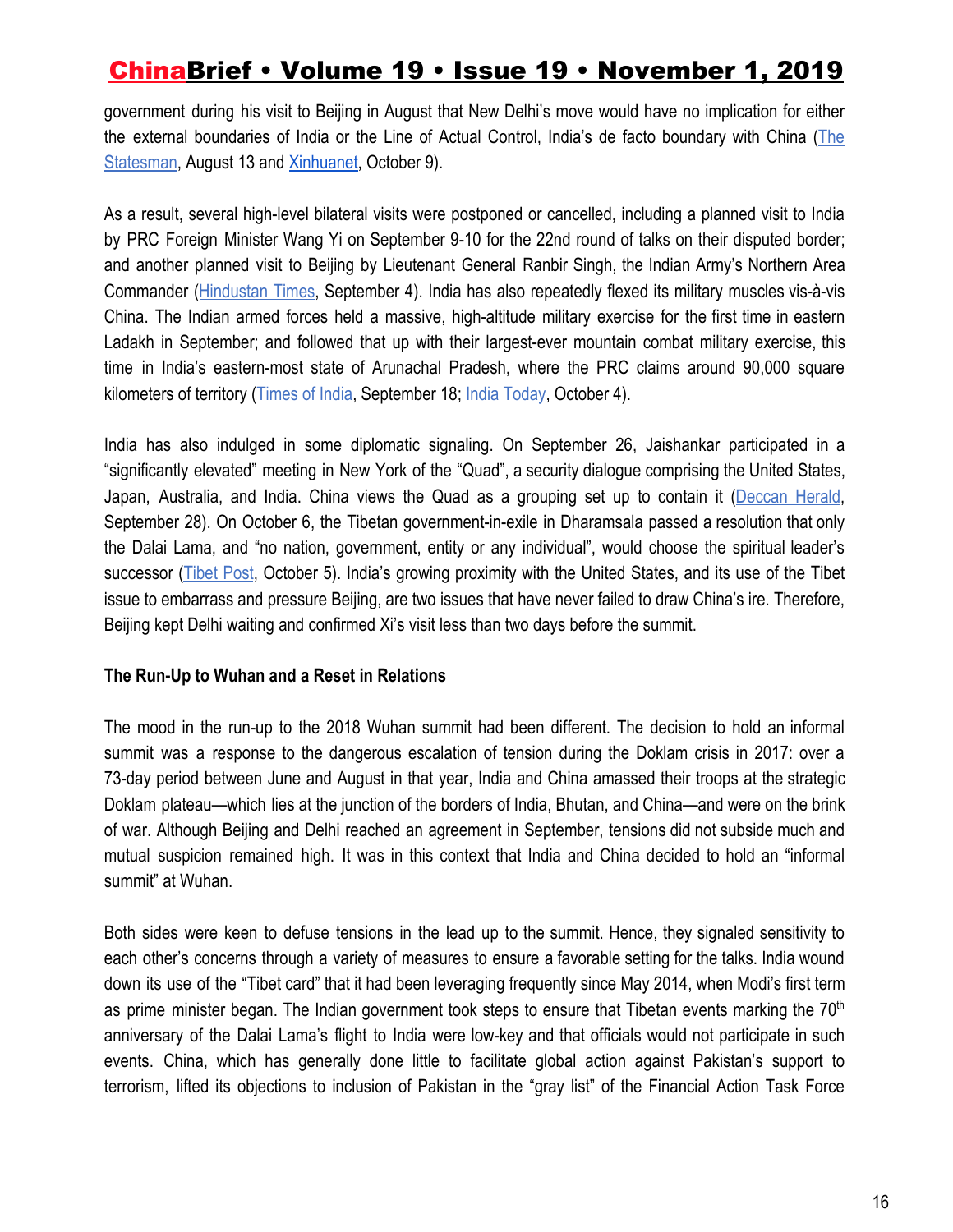government during his visit to Beijing in August that New Delhi's move would have no implication for either the external boundaries of India or the Line of Actual Control, India's de facto boundary with China (The Statesman, August 13 and Xinhuanet, October 9).

As a result, several high-level bilateral visits were postponed or cancelled, including a planned visit to India by PRC Foreign Minister Wang Yi on September 9-10 for the 22nd round of talks on their disputed border; and another planned visit to Beijing by Lieutenant General Ranbir Singh, the Indian Army's Northern Area Commander (Hindustan Times, September 4). India has also repeatedly flexed its military muscles vis-à-vis China. The Indian armed forces held a massive, high-altitude military exercise for the first time in eastern Ladakh in September; and followed that up with their largest-ever mountain combat military exercise, this time in India's eastern-most state of Arunachal Pradesh, where the PRC claims around 90,000 square kilometers of territory (Times of India, September 18; India Today, October 4).

India has also indulged in some diplomatic signaling. On September 26, Jaishankar participated in a "significantly elevated" meeting in New York of the "Quad", a security dialogue comprising the United States, Japan, Australia, and India. China views the Quad as a grouping set up to contain it (Deccan Herald, September 28). On October 6, the Tibetan government-in-exile in Dharamsala passed a resolution that only the Dalai Lama, and "no nation, government, entity or any individual", would choose the spiritual leader's successor (Tibet Post, October 5). India's growing proximity with the United States, and its use of the Tibet issue to embarrass and pressure Beijing, are two issues that have never failed to draw China's ire. Therefore, Beijing kept Delhi waiting and confirmed Xi's visit less than two days before the summit.

**The Run-Up to Wuhan and a Reset in Relations**

The mood in the run-up to the 2018 Wuhan summit had been different. The decision to hold an informal summit was a response to the dangerous escalation of tension during the Doklam crisis in 2017: over a 73-day period between June and August in that year, India and China amassed their troops at the strategic Doklam plateau—which lies at the junction of the borders of India, Bhutan, and China—and were on the brink of war. Although Beijing and Delhi reached an agreement in September, tensions did not subside much and mutual suspicion remained high. It was in this context that India and China decided to hold an "informal summit" at Wuhan.

Both sides were keen to defuse tensions in the lead up to the summit. Hence, they signaled sensitivity to each other's concerns through a variety of measures to ensure a favorable setting for the talks. India wound down its use of the "Tibet card" that it had been leveraging frequently since May 2014, when Modi's first term as prime minister began. The Indian government took steps to ensure that Tibetan events marking the 70th anniversary of the Dalai Lama's flight to India were low-key and that officials would not participate in such events. China, which has generally done little to facilitate global action against Pakistan's support to terrorism, lifted its objections to inclusion of Pakistan in the "gray list" of the Financial Action Task Force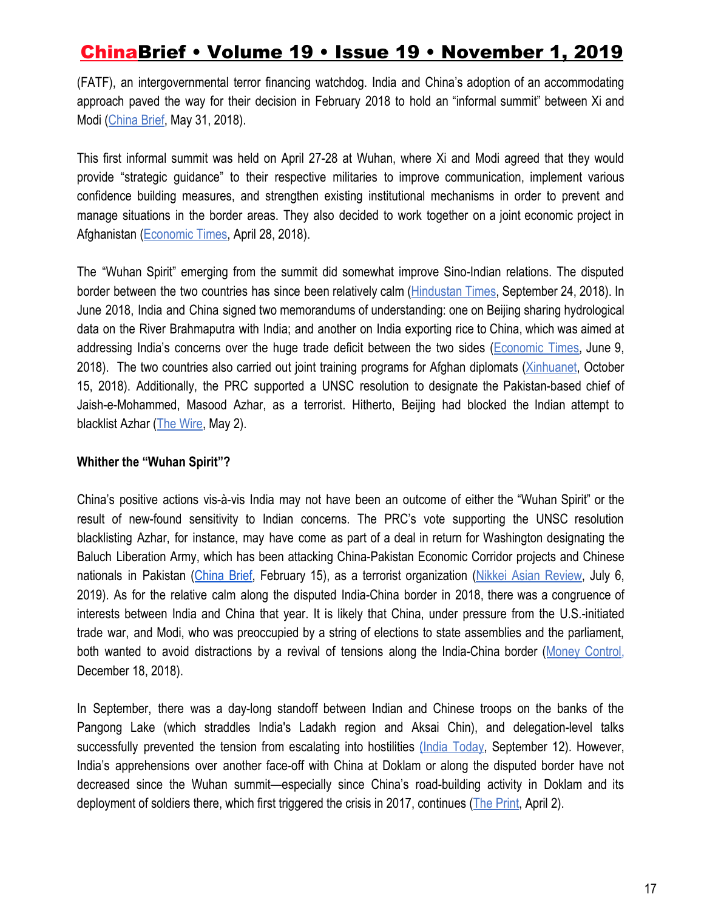(FATF), an intergovernmental terror financing watchdog. India and China's adoption of an accommodating approach paved the way for their decision in February 2018 to hold an "informal summit" between Xi and Modi (China Brief, May 31, 2018).

This first informal summit was held on April 27-28 at Wuhan, where Xi and Modi agreed that they would provide "strategic guidance" to their respective militaries to improve communication, implement various confidence building measures, and strengthen existing institutional mechanisms in order to prevent and manage situations in the border areas. They also decided to work together on a joint economic project in Afghanistan (Economic Times, April 28, 2018).

The "Wuhan Spirit" emerging from the summit did somewhat improve Sino-Indian relations. The disputed border between the two countries has since been relatively calm (Hindustan Times, September 24, 2018). In June 2018, India and China signed two memorandums of understanding: one on Beijing sharing hydrological data on the River Brahmaputra with India; and another on India exporting rice to China, which was aimed at addressing India's concerns over the huge trade deficit between the two sides (Economic Times, June 9, 2018). The two countries also carried out joint training programs for Afghan diplomats (Xinhuanet, October 15, 2018). Additionally, the PRC supported a UNSC resolution to designate the Pakistan-based chief of Jaish-e-Mohammed, Masood Azhar, as a terrorist. Hitherto, Beijing had blocked the Indian attempt to blacklist Azhar (The Wire, May 2).

**Whither the "Wuhan Spirit"?**

China's positive actions vis-à-vis India may not have been an outcome of either the "Wuhan Spirit" or the result of new-found sensitivity to Indian concerns. The PRC's vote supporting the UNSC resolution blacklisting Azhar, for instance, may have come as part of a deal in return for Washington designating the Baluch Liberation Army, which has been attacking China-Pakistan Economic Corridor projects and Chinese nationals in Pakistan (China Brief, February 15), as a terrorist organization (Nikkei Asian Review, July 6, 2019). As for the relative calm along the disputed India-China border in 2018, there was a congruence of interests between India and China that year. It is likely that China, under pressure from the U.S.-initiated trade war, and Modi, who was preoccupied by a string of elections to state assemblies and the parliament, both wanted to avoid distractions by a revival of tensions along the India-China border (Money Control, December 18, 2018).

In September, there was a day-long standoff between Indian and Chinese troops on the banks of the Pangong Lake (which straddles India's Ladakh region and Aksai Chin), and delegation-level talks successfully prevented the tension from escalating into hostilities (India Today, September 12). However, India's apprehensions over another face-off with China at Doklam or along the disputed border have not decreased since the Wuhan summit—especially since China's road-building activity in Doklam and its deployment of soldiers there, which first triggered the crisis in 2017, continues (The Print, April 2).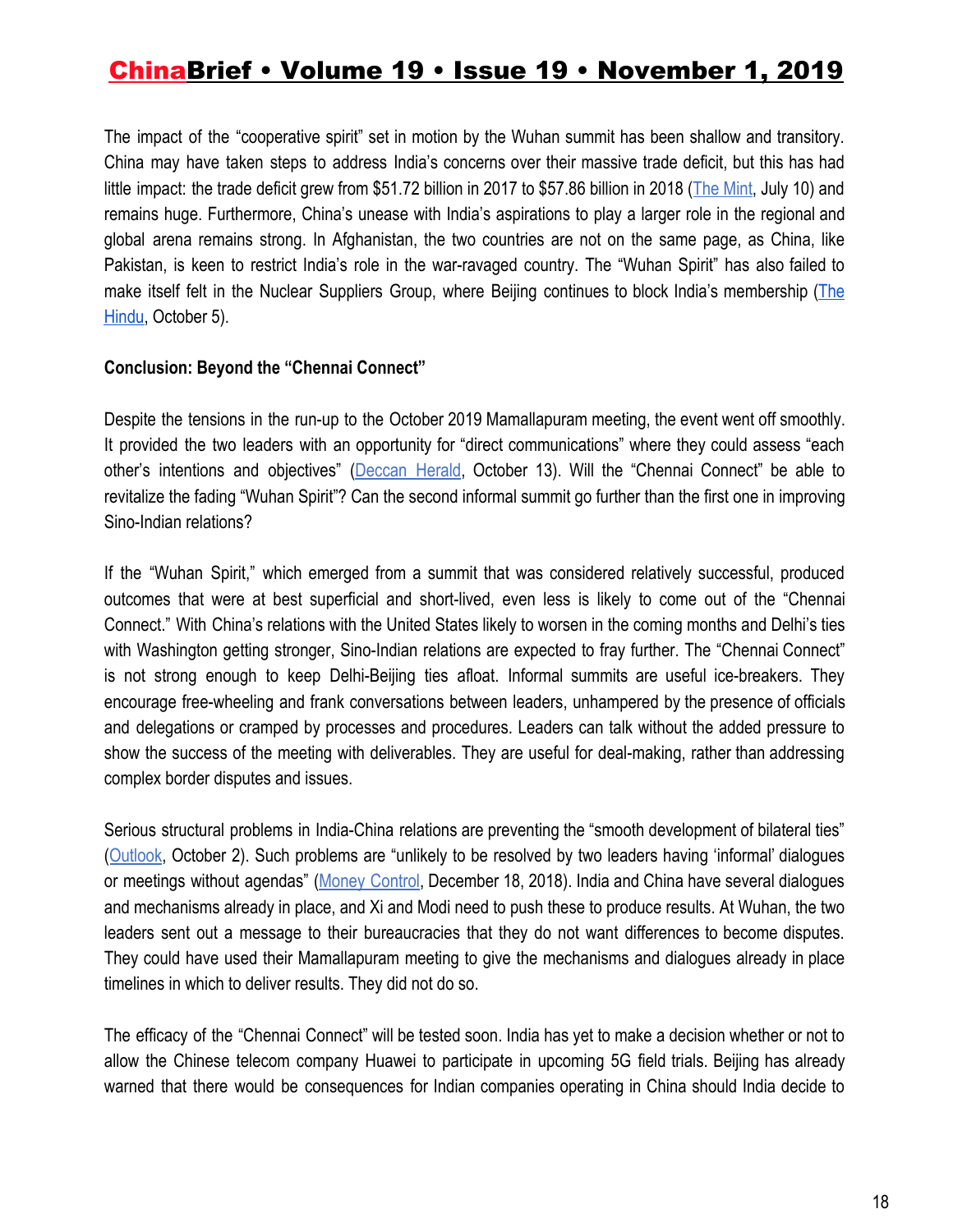The impact of the "cooperative spirit" set in motion by the Wuhan summit has been shallow and transitory. China may have taken steps to address India's concerns over their massive trade deficit, but this has had little impact: the trade deficit grew from $51.72 billion in 2017 to $57.86 billion in 2018 (The Mint, July 10) and remains huge. Furthermore, China's unease with India's aspirations to play a larger role in the regional and global arena remains strong. In Afghanistan, the two countries are not on the same page, as China, like Pakistan, is keen to restrict India's role in the war-ravaged country. The "Wuhan Spirit" has also failed to make itself felt in the Nuclear Suppliers Group, where Beijing continues to block India's membership (The Hindu, October 5).

**Conclusion: Beyond the "Chennai Connect"**

Despite the tensions in the run-up to the October 2019 Mamallapuram meeting, the event went off smoothly. It provided the two leaders with an opportunity for "direct communications" where they could assess "each other's intentions and objectives" (Deccan Herald, October 13). Will the "Chennai Connect" be able to revitalize the fading "Wuhan Spirit"? Can the second informal summit go further than the first one in improving Sino-Indian relations?

If the "Wuhan Spirit," which emerged from a summit that was considered relatively successful, produced outcomes that were at best superficial and short-lived, even less is likely to come out of the "Chennai Connect." With China's relations with the United States likely to worsen in the coming months and Delhi's ties with Washington getting stronger, Sino-Indian relations are expected to fray further. The "Chennai Connect" is not strong enough to keep Delhi-Beijing ties afloat. Informal summits are useful ice-breakers. They encourage free-wheeling and frank conversations between leaders, unhampered by the presence of officials and delegations or cramped by processes and procedures. Leaders can talk without the added pressure to show the success of the meeting with deliverables. They are useful for deal-making, rather than addressing complex border disputes and issues.

Serious structural problems in India-China relations are preventing the "smooth development of bilateral ties" (Outlook, October 2). Such problems are "unlikely to be resolved by two leaders having 'informal' dialogues or meetings without agendas" (Money Control, December 18, 2018). India and China have several dialogues and mechanisms already in place, and Xi and Modi need to push these to produce results. At Wuhan, the two leaders sent out a message to their bureaucracies that they do not want differences to become disputes. They could have used their Mamallapuram meeting to give the mechanisms and dialogues already in place timelines in which to deliver results. They did not do so.

The efficacy of the "Chennai Connect" will be tested soon. India has yet to make a decision whether or not to allow the Chinese telecom company Huawei to participate in upcoming 5G field trials. Beijing has already warned that there would be consequences for Indian companies operating in China should India decide to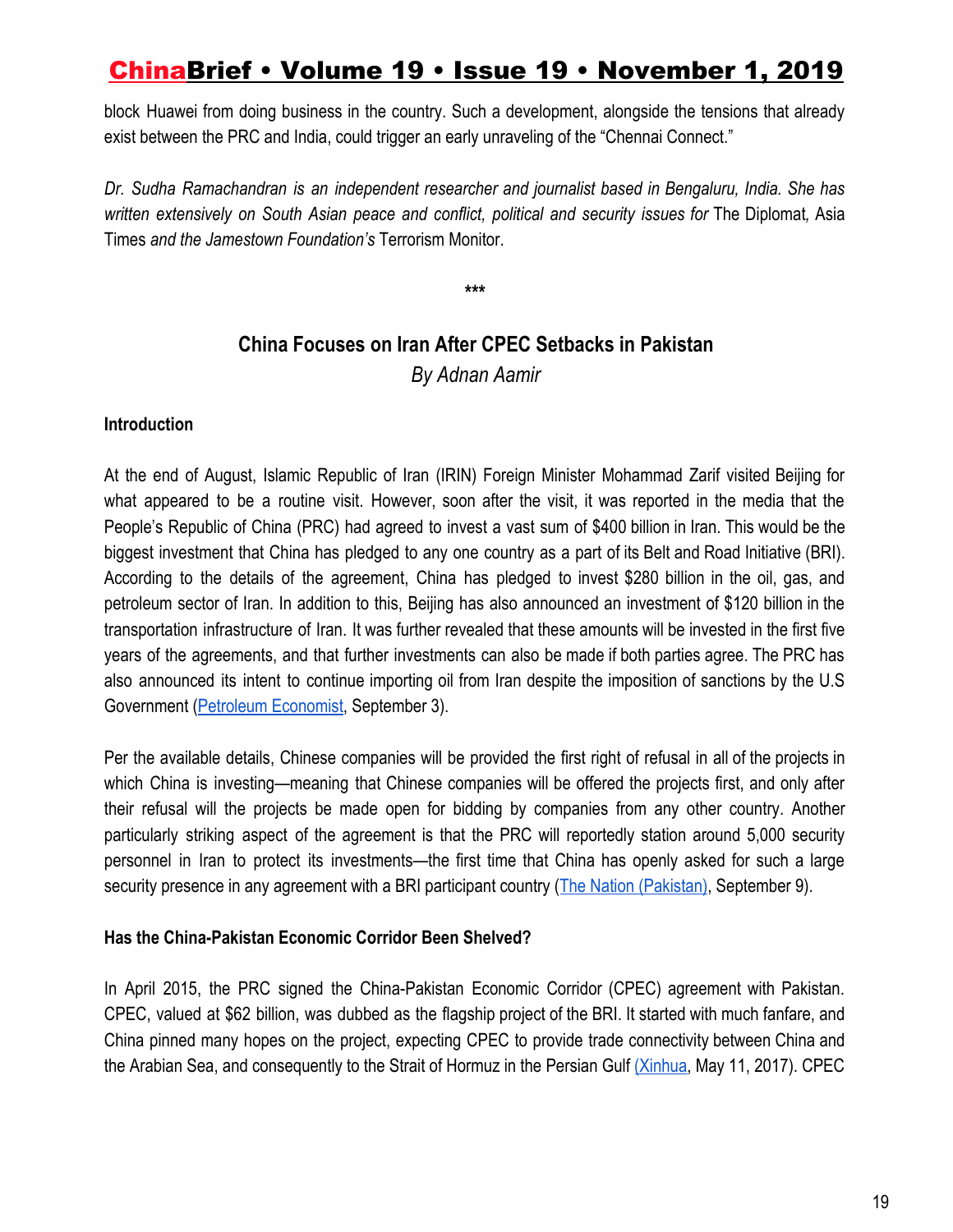block Huawei from doing business in the country. Such a development, alongside the tensions that already exist between the PRC and India, could trigger an early unraveling of the "Chennai Connect."

*Dr. Sudha Ramachandran is an independent researcher and journalist based in Bengaluru, India. She has written extensively on South Asian peace and conflict, political and security issues for* The Diplomat*,* Asia Times *and the Jamestown Foundation's* Terrorism Monitor.

***

## China Focuses on Iran After CPEC Setbacks in Pakistan

*By Adnan Aamir*

### Introduction

At the end of August, Islamic Republic of Iran (IRIN) Foreign Minister Mohammad Zarif visited Beijing for what appeared to be a routine visit. However, soon after the visit, it was reported in the media that the People's Republic of China (PRC) had agreed to invest a vast sum of $400 billion in Iran. This would be the biggest investment that China has pledged to any one country as a part of its Belt and Road Initiative (BRI). According to the details of the agreement, China has pledged to invest $280 billion in the oil, gas, and petroleum sector of Iran. In addition to this, Beijing has also announced an investment of $120 billion in the transportation infrastructure of Iran. It was further revealed that these amounts will be invested in the first five years of the agreements, and that further investments can also be made if both parties agree. The PRC has also announced its intent to continue importing oil from Iran despite the imposition of sanctions by the U.S Government (Petroleum Economist, September 3).

Per the available details, Chinese companies will be provided the first right of refusal in all of the projects in which China is investing—meaning that Chinese companies will be offered the projects first, and only after their refusal will the projects be made open for bidding by companies from any other country. Another particularly striking aspect of the agreement is that the PRC will reportedly station around 5,000 security personnel in Iran to protect its investments—the first time that China has openly asked for such a large security presence in any agreement with a BRI participant country (The Nation (Pakistan), September 9).

### Has the China-Pakistan Economic Corridor Been Shelved?

In April 2015, the PRC signed the China-Pakistan Economic Corridor (CPEC) agreement with Pakistan. CPEC, valued at $62 billion, was dubbed as the flagship project of the BRI. It started with much fanfare, and China pinned many hopes on the project, expecting CPEC to provide trade connectivity between China and the Arabian Sea, and consequently to the Strait of Hormuz in the Persian Gulf (Xinhua, May 11, 2017). CPEC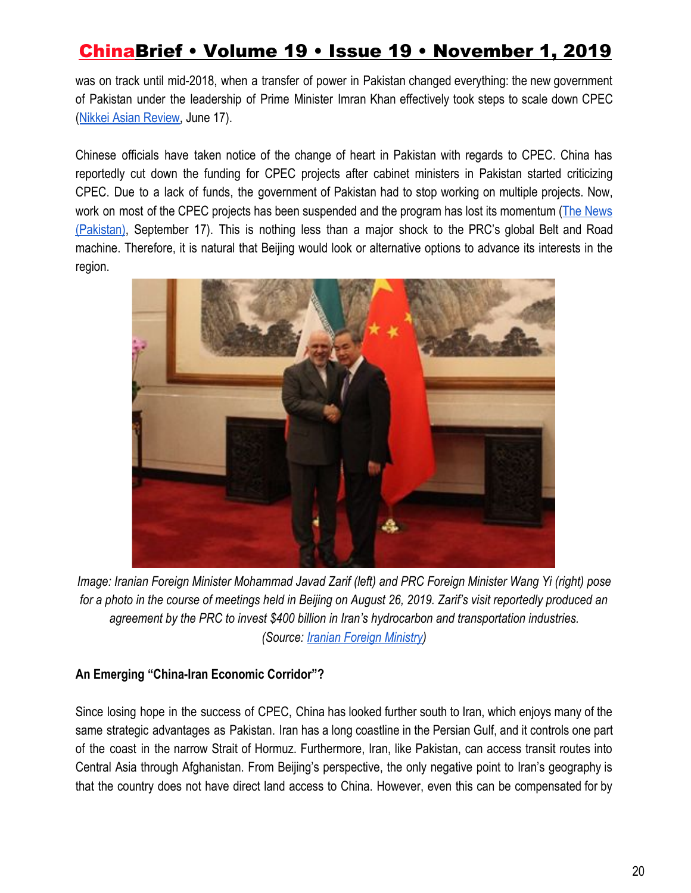was on track until mid-2018, when a transfer of power in Pakistan changed everything: the new government of Pakistan under the leadership of Prime Minister Imran Khan effectively took steps to scale down CPEC (Nikkei Asian Review, June 17).

Chinese officials have taken notice of the change of heart in Pakistan with regards to CPEC. China has reportedly cut down the funding for CPEC projects after cabinet ministers in Pakistan started criticizing CPEC. Due to a lack of funds, the government of Pakistan had to stop working on multiple projects. Now, work on most of the CPEC projects has been suspended and the program has lost its momentum (The News (Pakistan), September 17). This is nothing less than a major shock to the PRC's global Belt and Road machine. Therefore, it is natural that Beijing would look or alternative options to advance its interests in the region.

*Image: Iranian Foreign Minister Mohammad Javad Zarif (left) and PRC Foreign Minister Wang Yi (right) pose for a photo in the course of meetings held in Beijing on August 26, 2019. Zarif's visit reportedly produced an agreement by the PRC to invest $400 billion in Iran's hydrocarbon and transportation industries. (Source: Iranian Foreign Ministry)*

**An Emerging "China-Iran Economic Corridor"?**

Since losing hope in the success of CPEC, China has looked further south to Iran, which enjoys many of the same strategic advantages as Pakistan. Iran has a long coastline in the Persian Gulf, and it controls one part of the coast in the narrow Strait of Hormuz. Furthermore, Iran, like Pakistan, can access transit routes into Central Asia through Afghanistan. From Beijing's perspective, the only negative point to Iran's geography is that the country does not have direct land access to China. However, even this can be compensated for by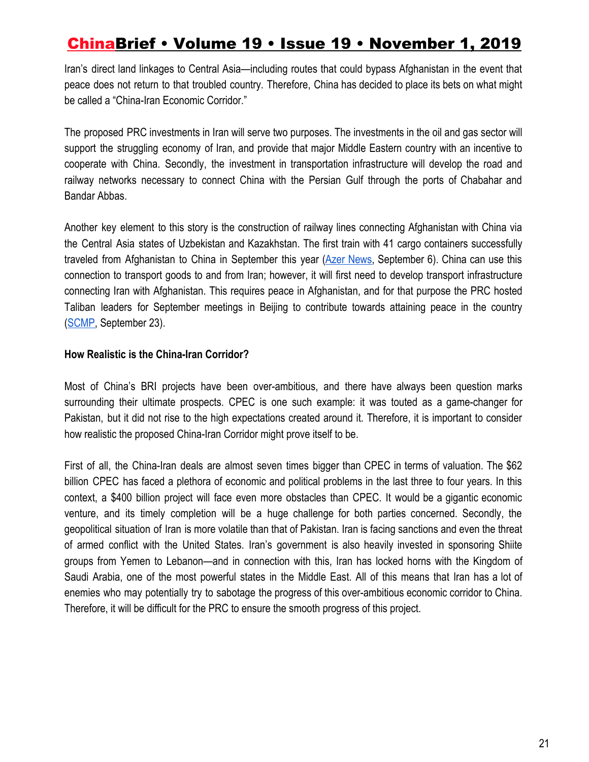Iran's direct land linkages to Central Asia—including routes that could bypass Afghanistan in the event that peace does not return to that troubled country. Therefore, China has decided to place its bets on what might be called a "China-Iran Economic Corridor."

The proposed PRC investments in Iran will serve two purposes. The investments in the oil and gas sector will support the struggling economy of Iran, and provide that major Middle Eastern country with an incentive to cooperate with China. Secondly, the investment in transportation infrastructure will develop the road and railway networks necessary to connect China with the Persian Gulf through the ports of Chabahar and Bandar Abbas.

Another key element to this story is the construction of railway lines connecting Afghanistan with China via the Central Asia states of Uzbekistan and Kazakhstan. The first train with 41 cargo containers successfully traveled from Afghanistan to China in September this year (Azer News, September 6). China can use this connection to transport goods to and from Iran; however, it will first need to develop transport infrastructure connecting Iran with Afghanistan. This requires peace in Afghanistan, and for that purpose the PRC hosted Taliban leaders for September meetings in Beijing to contribute towards attaining peace in the country (SCMP, September 23).

**How Realistic is the China-Iran Corridor?**

Most of China's BRI projects have been over-ambitious, and there have always been question marks surrounding their ultimate prospects. CPEC is one such example: it was touted as a game-changer for Pakistan, but it did not rise to the high expectations created around it. Therefore, it is important to consider how realistic the proposed China-Iran Corridor might prove itself to be.

First of all, the China-Iran deals are almost seven times bigger than CPEC in terms of valuation. The $62 billion CPEC has faced a plethora of economic and political problems in the last three to four years. In this context, a $400 billion project will face even more obstacles than CPEC. It would be a gigantic economic venture, and its timely completion will be a huge challenge for both parties concerned. Secondly, the geopolitical situation of Iran is more volatile than that of Pakistan. Iran is facing sanctions and even the threat of armed conflict with the United States. Iran's government is also heavily invested in sponsoring Shiite groups from Yemen to Lebanon—and in connection with this, Iran has locked horns with the Kingdom of Saudi Arabia, one of the most powerful states in the Middle East. All of this means that Iran has a lot of enemies who may potentially try to sabotage the progress of this over-ambitious economic corridor to China. Therefore, it will be difficult for the PRC to ensure the smooth progress of this project.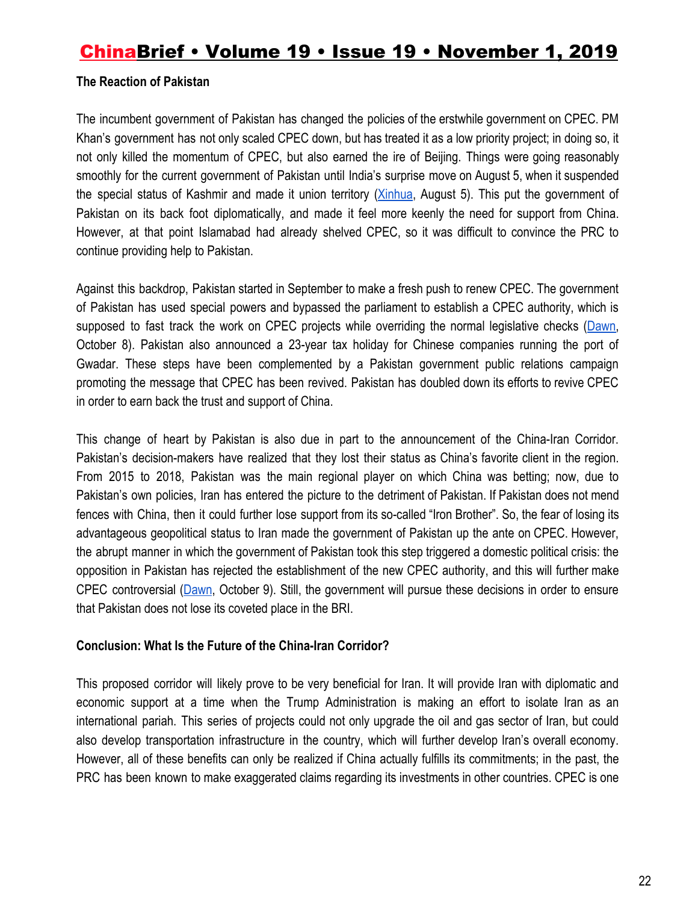### The Reaction of Pakistan

The incumbent government of Pakistan has changed the policies of the erstwhile government on CPEC. PM Khan's government has not only scaled CPEC down, but has treated it as a low priority project; in doing so, it not only killed the momentum of CPEC, but also earned the ire of Beijing. Things were going reasonably smoothly for the current government of Pakistan until India's surprise move on August 5, when it suspended the special status of Kashmir and made it union territory (Xinhua, August 5). This put the government of Pakistan on its back foot diplomatically, and made it feel more keenly the need for support from China. However, at that point Islamabad had already shelved CPEC, so it was difficult to convince the PRC to continue providing help to Pakistan.

Against this backdrop, Pakistan started in September to make a fresh push to renew CPEC. The government of Pakistan has used special powers and bypassed the parliament to establish a CPEC authority, which is supposed to fast track the work on CPEC projects while overriding the normal legislative checks (Dawn, October 8). Pakistan also announced a 23-year tax holiday for Chinese companies running the port of Gwadar. These steps have been complemented by a Pakistan government public relations campaign promoting the message that CPEC has been revived. Pakistan has doubled down its efforts to revive CPEC in order to earn back the trust and support of China.

This change of heart by Pakistan is also due in part to the announcement of the China-Iran Corridor. Pakistan's decision-makers have realized that they lost their status as China's favorite client in the region. From 2015 to 2018, Pakistan was the main regional player on which China was betting; now, due to Pakistan's own policies, Iran has entered the picture to the detriment of Pakistan. If Pakistan does not mend fences with China, then it could further lose support from its so-called "Iron Brother". So, the fear of losing its advantageous geopolitical status to Iran made the government of Pakistan up the ante on CPEC. However, the abrupt manner in which the government of Pakistan took this step triggered a domestic political crisis: the opposition in Pakistan has rejected the establishment of the new CPEC authority, and this will further make CPEC controversial (Dawn, October 9). Still, the government will pursue these decisions in order to ensure that Pakistan does not lose its coveted place in the BRI.

### Conclusion: What Is the Future of the China-Iran Corridor?

This proposed corridor will likely prove to be very beneficial for Iran. It will provide Iran with diplomatic and economic support at a time when the Trump Administration is making an effort to isolate Iran as an international pariah. This series of projects could not only upgrade the oil and gas sector of Iran, but could also develop transportation infrastructure in the country, which will further develop Iran's overall economy. However, all of these benefits can only be realized if China actually fulfills its commitments; in the past, the PRC has been known to make exaggerated claims regarding its investments in other countries. CPEC is one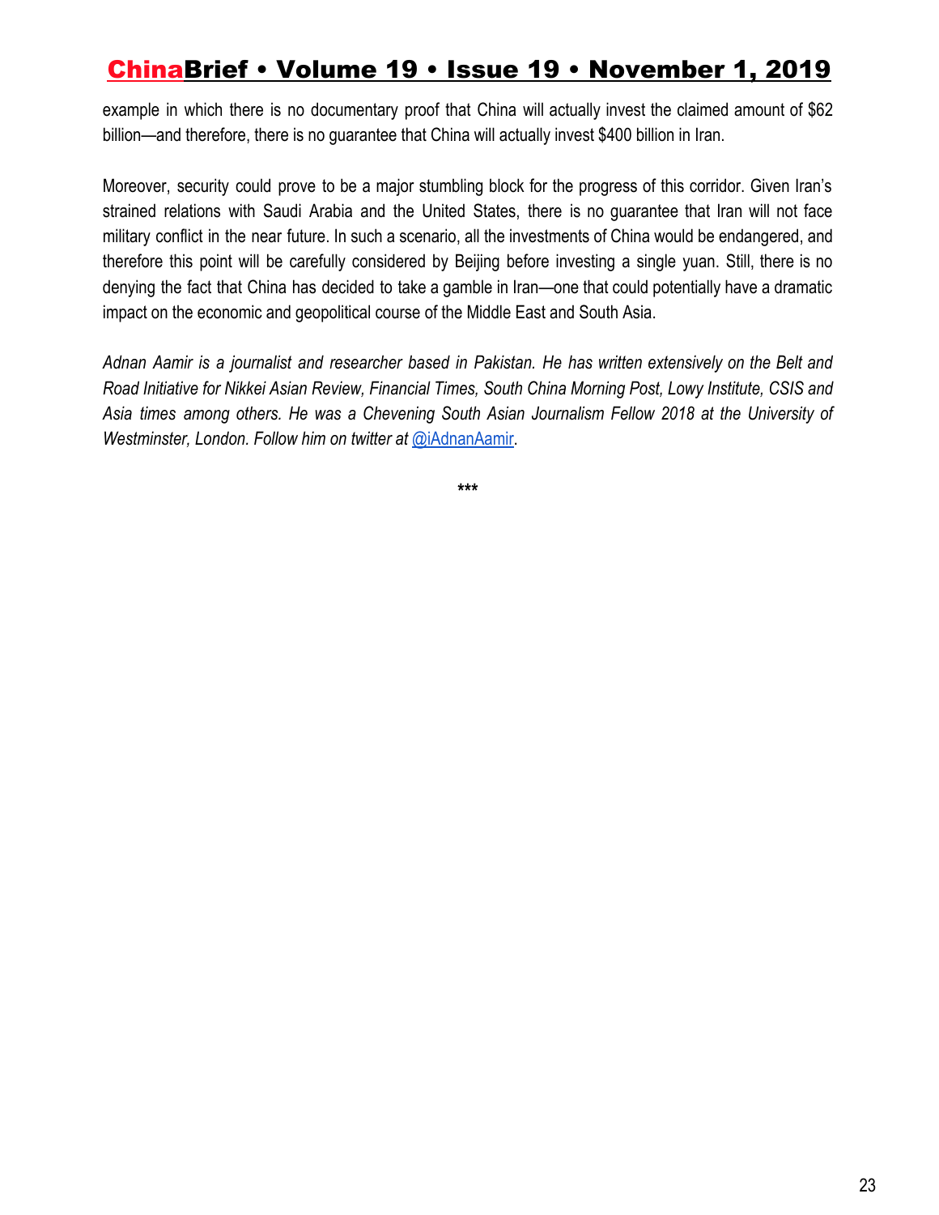example in which there is no documentary proof that China will actually invest the claimed amount of $62 billion—and therefore, there is no guarantee that China will actually invest $400 billion in Iran.

Moreover, security could prove to be a major stumbling block for the progress of this corridor. Given Iran's strained relations with Saudi Arabia and the United States, there is no guarantee that Iran will not face military conflict in the near future. In such a scenario, all the investments of China would be endangered, and therefore this point will be carefully considered by Beijing before investing a single yuan. Still, there is no denying the fact that China has decided to take a gamble in Iran—one that could potentially have a dramatic impact on the economic and geopolitical course of the Middle East and South Asia.

*Adnan Aamir is a journalist and researcher based in Pakistan. He has written extensively on the Belt and Road Initiative for Nikkei Asian Review, Financial Times, South China Morning Post, Lowy Institute, CSIS and Asia times among others. He was a Chevening South Asian Journalism Fellow 2018 at the University of Westminster, London. Follow him on twitter at @iAdnanAamir.*

***